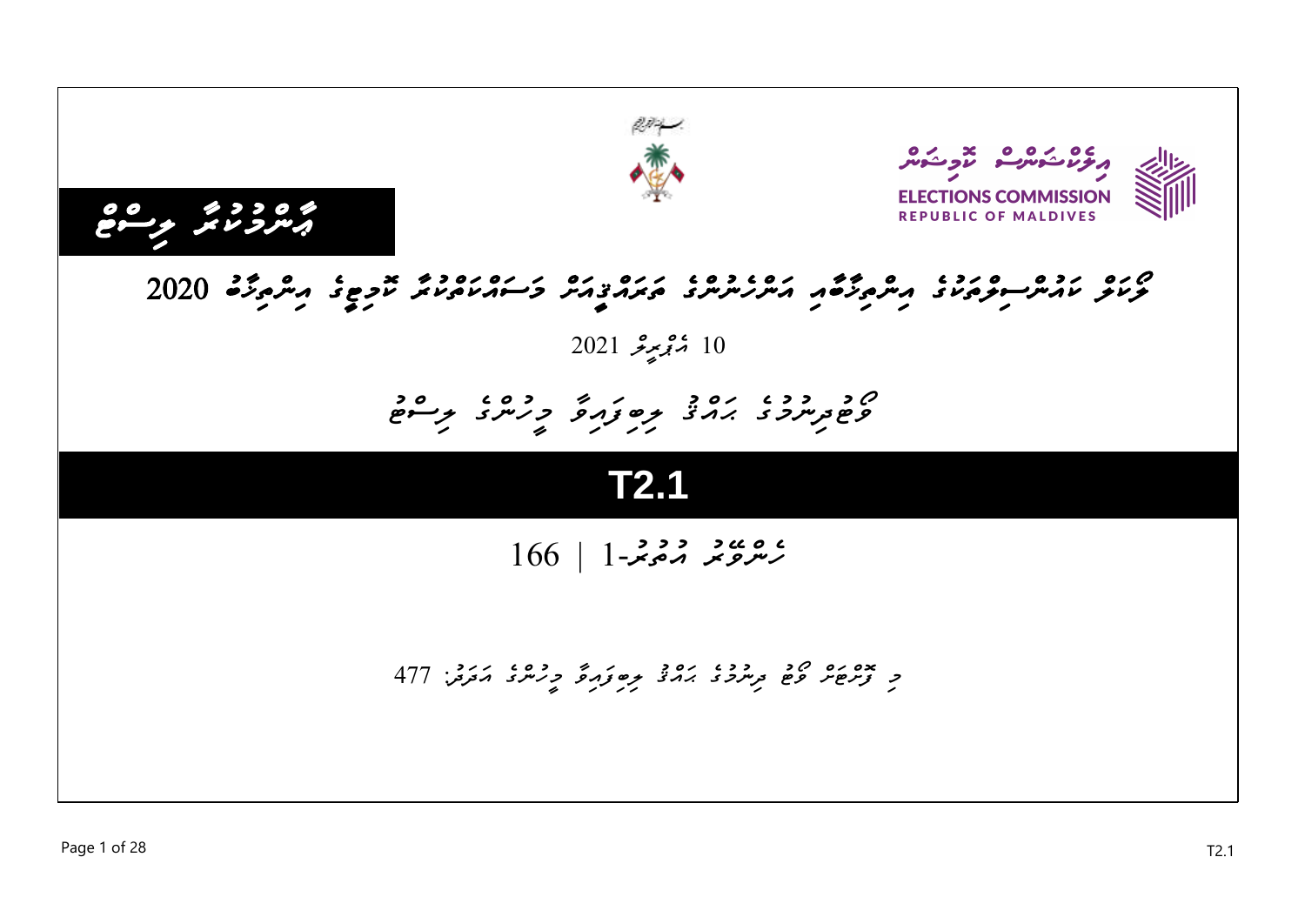ޢާންމުކުރާ ލިސްޓު

ELECTIONS COMMISSION
REPUBLIC OF MALDIVES

# ލޯކަލް ކައުންސިލްތަކުގެ އިންތިޚާބާއި އަންހެނުންގެ ތަރައްޤީއަށް މަސައްކަތްކުރާ ކޮމިޓީގެ އިންތިޚާބު 2020

10 އެޕްރިލް 2021

ވޯޓުދިނުމުގެ ޙައްޤު ލިބިފައިވާ މީހުންގެ ލިސްޓު

# T2.1

ހުޅުމާލެ އުތުރު-1 | 166

މި ފޮތުގައި ވޯޓު ދިނުމުގެ ޙައްޤު ލިބިފައިވާ މީހުންގެ އަދަދު: 477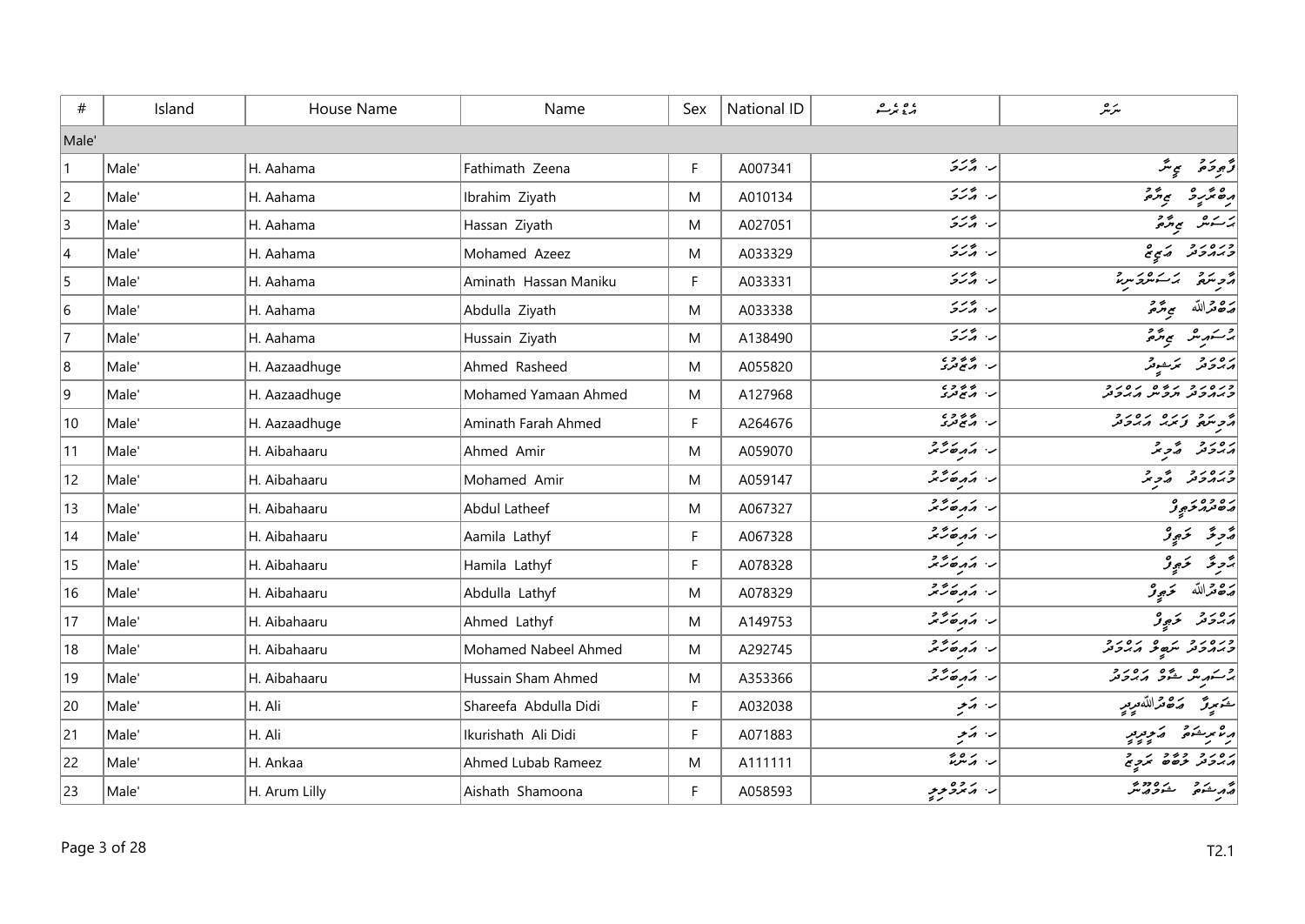| # | Island | House Name | Name | Sex | National ID | ދެއްގެ ނަން | ނަން |
|---|---|---|---|---|---|---|---|
| Male' | | | | | | | |
| 1 | Male' | H. Aahama | Fathimath Zeena | F | A007341 | ހ. އާހަމަ | ފާތިމަތު ޒީނާ |
| 2 | Male' | H. Aahama | Ibrahim Ziyath | M | A010134 | ހ. އާހަމަ | އިބްރާހީމް ޒިޔާތު |
| 3 | Male' | H. Aahama | Hassan Ziyath | M | A027051 | ހ. އާހަމަ | ހަސަން ޒިޔާތު |
| 4 | Male' | H. Aahama | Mohamed Azeez | M | A033329 | ހ. އާހަމަ | މުހައްމަދު އަޒީޒު |
| 5 | Male' | H. Aahama | Aminath Hassan Maniku | F | A033331 | ހ. އާހަމަ | އާމިނަތު ހަސަންމަނިކު |
| 6 | Male' | H. Aahama | Abdulla Ziyath | M | A033338 | ހ. އާހަމަ | އަބްދުﷲ ޒިޔާތު |
| 7 | Male' | H. Aahama | Hussain Ziyath | M | A138490 | ހ. އާހަމަ | ހުސައިން ޒިޔާތު |
| 8 | Male' | H. Aazaadhuge | Ahmed Rasheed | M | A055820 | ހ. އާޒާދުގެ | އަޙްމަދު ރަޝީދު |
| 9 | Male' | H. Aazaadhuge | Mohamed Yamaan Ahmed | M | A127968 | ހ. އާޒާދުގެ | މުހައްމަދު ޔަމާން އަޙްމަދު |
| 10 | Male' | H. Aazaadhuge | Aminath Farah Ahmed | F | A264676 | ހ. އާޒާދުގެ | އާމިނަތު ފަރަހް އަޙްމަދު |
| 11 | Male' | H. Aibahaaru | Ahmed Amir | M | A059070 | ހ. އައިބަހާރު | އަޙްމަދު އާމިރު |
| 12 | Male' | H. Aibahaaru | Mohamed Amir | M | A059147 | ހ. އައިބަހާރު | މުހައްމަދު އާމިރު |
| 13 | Male' | H. Aibahaaru | Abdul Latheef | M | A067327 | ހ. އައިބަހާރު | އަބްދުއްލަޠީފު |
| 14 | Male' | H. Aibahaaru | Aamila Lathyf | F | A067328 | ހ. އައިބަހާރު | އާމިލާ ލަޠީފު |
| 15 | Male' | H. Aibahaaru | Hamila Lathyf | F | A078328 | ހ. އައިބަހާރު | ހާމިލާ ލަޠީފު |
| 16 | Male' | H. Aibahaaru | Abdulla Lathyf | M | A078329 | ހ. އައިބަހާރު | އަބްދުﷲ ލަޠީފު |
| 17 | Male' | H. Aibahaaru | Ahmed Lathyf | M | A149753 | ހ. އައިބަހާރު | އަޙްމަދު ލަޠީފު |
| 18 | Male' | H. Aibahaaru | Mohamed Nabeel Ahmed | M | A292745 | ހ. އައިބަހާރު | މުހައްމަދު ނަބީލް އަޙްމަދު |
| 19 | Male' | H. Aibahaaru | Hussain Sham Ahmed | M | A353366 | ހ. އައިބަހާރު | ހުސައިން ޝާމް އަޙްމަދު |
| 20 | Male' | H. Ali | Shareefa Abdulla Didi | F | A032038 | ހ. އަލި | ޝަރީފާ އަބްދުﷲދީދީ |
| 21 | Male' | H. Ali | Ikurishath Ali Didi | F | A071883 | ހ. އަލި | އިކުރިޝަތު އަލިދީދީ |
| 22 | Male' | H. Ankaa | Ahmed Lubab Rameez | M | A111111 | ހ. އަންކާ | އަޙްމަދު ލުބާބް ރަމީޒު |
| 23 | Male' | H. Arum Lilly | Aishath Shamoona | F | A058593 | ހ. އަރުމްލިލީ | އާއިޝަތު ޝަމޫނާ |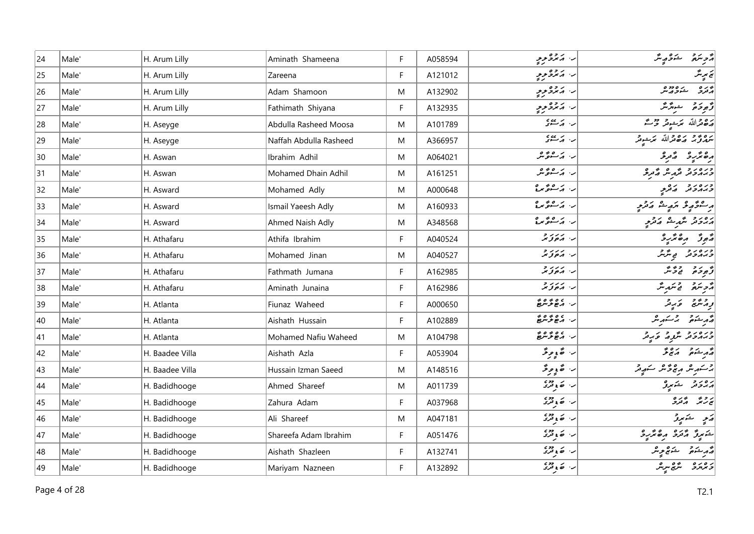| 24 | Male' | H. Arum Lilly | Aminath Shameena | F | A058594 | ހ. އަރުމްލިލީ | އާމިނަތު ޝަމީނާ |
|---|---|---|---|---|---|---|---|
| 25 | Male' | H. Arum Lilly | Zareena | F | A121012 | ހ. އަރުމްލިލީ | ޒަރީނާ |
| 26 | Male' | H. Arum Lilly | Adam Shamoon | M | A132902 | ހ. އަރުމްލިލީ | އާދަމް ޝަމޫނު |
| 27 | Male' | H. Arum Lilly | Fathimath Shiyana | F | A132935 | ހ. އަރުމްލިލީ | ފާތިމަތު ޝިޔާނާ |
| 28 | Male' | H. Aseyge | Abdulla Rasheed Moosa | M | A101789 | ހ. އަސޭގެ | އަބްދުﷲ ރަޝީދު މޫސާ |
| 29 | Male' | H. Aseyge | Naffah Abdulla Rasheed | M | A366957 | ހ. އަސޭގެ | ނައްފާހު އަބްދުﷲ ރަޝީދު |
| 30 | Male' | H. Aswan | Ibrahim Adhil | M | A064021 | ހ. އަސްވާން | އިބްރާހީމް އާދިލް |
| 31 | Male' | H. Aswan | Mohamed Dhain Adhil | M | A161251 | ހ. އަސްވާން | މުހައްމަދު ދާއިން އާދިލް |
| 32 | Male' | H. Asward | Mohamed Adly | M | A000648 | ހ. އަސްވާރޑް | މުހައްމަދު އަދްލީ |
| 33 | Male' | H. Asward | Ismail Yaeesh Adly | M | A160933 | ހ. އަސްވާރޑް | އިސްމާއީލް ޔަޢީޝް އަދްލީ |
| 34 | Male' | H. Asward | Ahmed Naish Adly | M | A348568 | ހ. އަސްވާރޑް | އަހްމަދު ނާއިޝް އަދްލީ |
| 35 | Male' | H. Athafaru | Athifa Ibrahim | F | A040524 | ހ. އަތަފަރު | އާތިފާ އިބްރާހީމް |
| 36 | Male' | H. Athafaru | Mohamed Jinan | M | A040527 | ހ. އަތަފަރު | މުހައްމަދު ޖިނާން |
| 37 | Male' | H. Athafaru | Fathmath Jumana | F | A162985 | ހ. އަތަފަރު | ފާތިމަތު ޖުމާނާ |
| 38 | Male' | H. Athafaru | Aminath Junaina | F | A162986 | ހ. އަތަފަރު | އާމިނަތު ޖުނައިނާ |
| 39 | Male' | H. Atlanta | Fiunaz Waheed | F | A000650 | ހ. އެޓްލާންޓާ | ފިއުނާޒް ވަހީދު |
| 40 | Male' | H. Atlanta | Aishath Hussain | F | A102889 | ހ. އެޓްލާންޓާ | އާއިޝަތު ހުސައިން |
| 41 | Male' | H. Atlanta | Mohamed Nafiu Waheed | M | A104798 | ހ. އެޓްލާންޓާ | މުހައްމަދު ނާފިއު ވަހީދު |
| 42 | Male' | H. Baadee Villa | Aishath Azla | F | A053904 | ހ. ބާޑީވިލާ | އާއިޝަތު އަޒްލާ |
| 43 | Male' | H. Baadee Villa | Hussain Izman Saeed | M | A148516 | ހ. ބާޑީވިލާ | ހުސައިން އިޒްމާން ސަޢީދު |
| 44 | Male' | H. Badidhooge | Ahmed Shareef | M | A011739 | ހ. ބަދިދޫގެ | އަހްމަދު ޝަރީފު |
| 45 | Male' | H. Badidhooge | Zahura Adam | F | A037968 | ހ. ބަދިދޫގެ | ޒަހުރާ އާދަމް |
| 46 | Male' | H. Badidhooge | Ali Shareef | M | A047181 | ހ. ބަދިދޫގެ | އަލި ޝަރީފު |
| 47 | Male' | H. Badidhooge | Shareefa Adam Ibrahim | F | A051476 | ހ. ބަދިދޫގެ | ޝަރީފާ އާދަމް އިބްރާހީމް |
| 48 | Male' | H. Badidhooge | Aishath Shazleen | F | A132741 | ހ. ބަދިދޫގެ | އާއިޝަތު ޝަޒްލީން |
| 49 | Male' | H. Badidhooge | Mariyam Nazneen | F | A132892 | ހ. ބަދިދޫގެ | މަރިޔަމް ނާޒްނީން |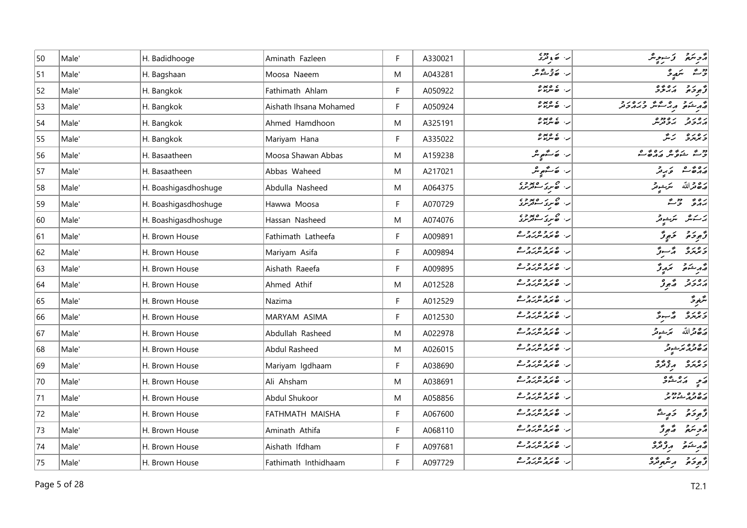| 50 | Male' | H. Badidhooge | Aminath Fazleen | F | A330021 | ހ. ބަޑިދޫގެ | އާމިނަތު ފަޒްލީން |
|---|---|---|---|---|---|---|---|
| 51 | Male' | H. Bagshaan | Moosa Naeem | M | A043281 | ހ. ބަގްޝާން | މޫސާ ނަޢީމް |
| 52 | Male' | H. Bangkok | Fathimath Ahlam | F | A050922 | ހ. ބޭންކޮކް | ފާތިމަތު އަހްލާމް |
| 53 | Male' | H. Bangkok | Aishath Ihsana Mohamed | F | A050924 | ހ. ބޭންކޮކް | އާއިޝަތު އިޙްސާނާ މުޙައްމަދު |
| 54 | Male' | H. Bangkok | Ahmed Hamdhoon | M | A325191 | ހ. ބޭންކޮކް | އަޙްމަދު ހަމްދޫން |
| 55 | Male' | H. Bangkok | Mariyam Hana | F | A335022 | ހ. ބޭންކޮކް | މަރިޔަމް ހަނާ |
| 56 | Male' | H. Basaatheen | Moosa Shawan Abbas | M | A159238 | ހ. ބަސާތީން | މޫސާ ޝަވާން އައްބާސް |
| 57 | Male' | H. Basaatheen | Abbas Waheed | M | A217021 | ހ. ބަސާތީން | އައްބާސް ވަޙީދު |
| 58 | Male' | H. Boashigasdhoshuge | Abdulla Nasheed | M | A064375 | ހ. ބޯށިގަސްދޮށުގެ | އަބްދުﷲ ނަޝީދު |
| 59 | Male' | H. Boashigasdhoshuge | Hawwa Moosa | F | A070729 | ހ. ބޯށިގަސްދޮށުގެ | ހައްވާ މޫސާ |
| 60 | Male' | H. Boashigasdhoshuge | Hassan Nasheed | M | A074076 | ހ. ބޯށިގަސްދޮށުގެ | ހަސަން ނަޝީދު |
| 61 | Male' | H. Brown House | Fathimath Latheefa | F | A009891 | ހ. ބްރައުންހައުސް | ފާތިމަތު ލަޠީފާ |
| 62 | Male' | H. Brown House | Mariyam Asifa | F | A009894 | ހ. ބްރައުންހައުސް | މަރިޔަމް އާސިފާ |
| 63 | Male' | H. Brown House | Aishath Raeefa | F | A009895 | ހ. ބްރައުންހައުސް | އާއިޝަތު ރައީފާ |
| 64 | Male' | H. Brown House | Ahmed Athif | M | A012528 | ހ. ބްރައުންހައުސް | އަޙްމަދު އާތިފު |
| 65 | Male' | H. Brown House | Nazima | F | A012529 | ހ. ބްރައުންހައުސް | ނާޒިމާ |
| 66 | Male' | H. Brown House | MARYAM ASIMA | F | A012530 | ހ. ބްރައުންހައުސް | މަރިޔަމް އާސިމާ |
| 67 | Male' | H. Brown House | Abdullah Rasheed | M | A022978 | ހ. ބްރައުންހައުސް | އަބްދުﷲ ރަޝީދު |
| 68 | Male' | H. Brown House | Abdul Rasheed | M | A026015 | ހ. ބްރައުންހައުސް | އަބްދުއްރަޝީދު |
| 69 | Male' | H. Brown House | Mariyam Igdhaam | F | A038690 | ހ. ބްރައުންހައުސް | މަރިޔަމް އިގްދާމް |
| 70 | Male' | H. Brown House | Ali Ahsham | M | A038691 | ހ. ބްރައުންހައުސް | އަލި އަޙްޝަމް |
| 71 | Male' | H. Brown House | Abdul Shukoor | M | A058856 | ހ. ބްރައުންހައުސް | އަބްދުއްޝުކޫރު |
| 72 | Male' | H. Brown House | FATHMATH MAISHA | F | A067600 | ހ. ބްރައުންހައުސް | ފާތިމަތު މައިޝާ |
| 73 | Male' | H. Brown House | Aminath Athifa | F | A068110 | ހ. ބްރައުންހައުސް | އާމިނަތު އާތިފާ |
| 74 | Male' | H. Brown House | Aishath Ifdham | F | A097681 | ހ. ބްރައުންހައުސް | އާއިޝަތު އިފްދާމް |
| 75 | Male' | H. Brown House | Fathimath Inthidhaam | F | A097729 | ހ. ބްރައުންހައުސް | ފާތިމަތު އިންތިދާމް |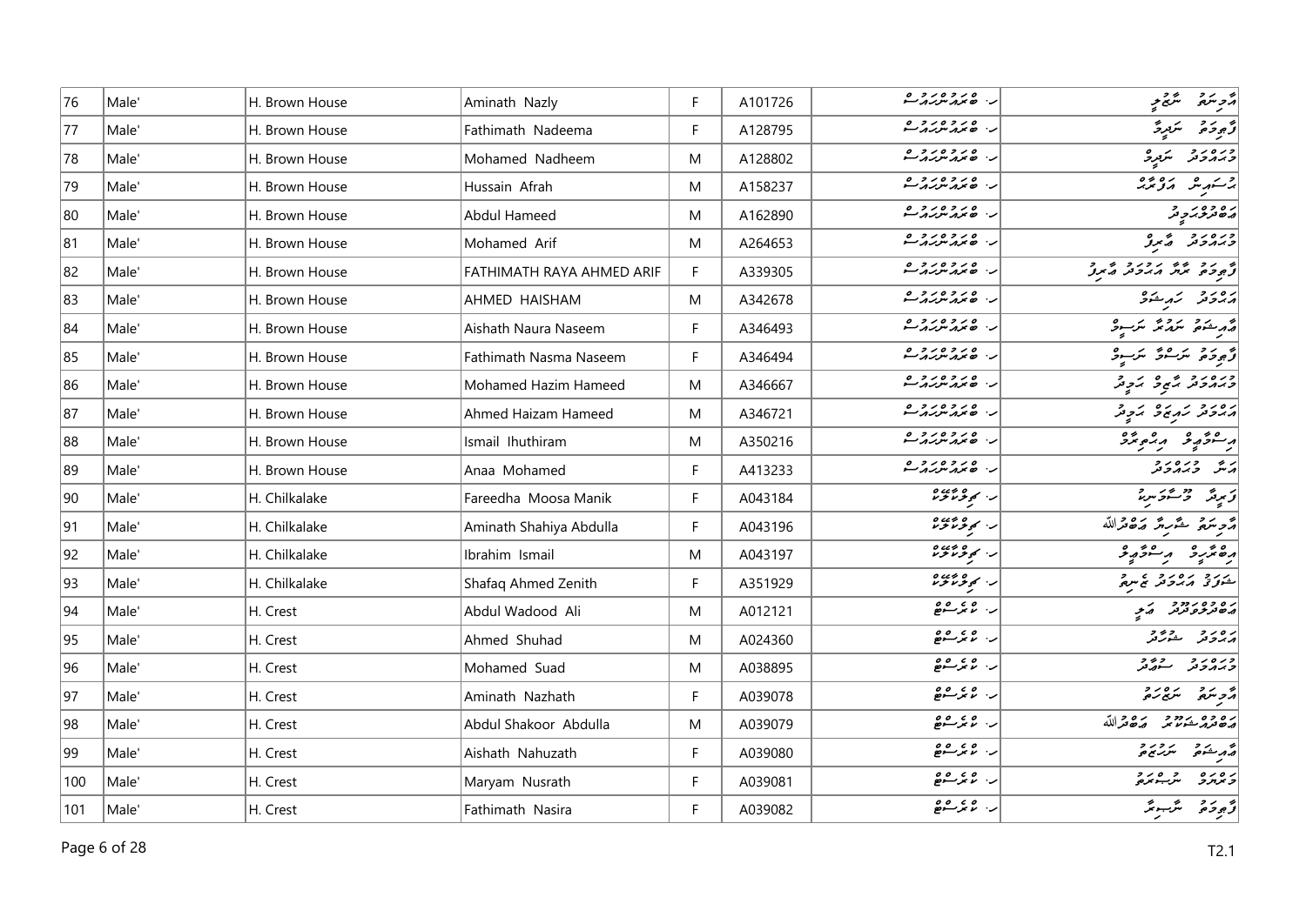| 76 | Male' | H. Brown House | Aminath Nazly | F | A101726 | ހ. ބްރައުންހައުސް | އާމިނަތު ނާޒްލީ |
|---|---|---|---|---|---|---|---|
| 77 | Male' | H. Brown House | Fathimath Nadeema | F | A128795 | ހ. ބްރައުންހައުސް | ފާތިމަތު ނަދީމާ |
| 78 | Male' | H. Brown House | Mohamed Nadheem | M | A128802 | ހ. ބްރައުންހައުސް | މުހައްމަދު ނަދީމް |
| 79 | Male' | H. Brown House | Hussain Afrah | M | A158237 | ހ. ބްރައުންހައުސް | ހުސައިން އަފްރާހް |
| 80 | Male' | H. Brown House | Abdul Hameed | M | A162890 | ހ. ބްރައުންހައުސް | އަބްދުލްހަމީދު |
| 81 | Male' | H. Brown House | Mohamed Arif | M | A264653 | ހ. ބްރައުންހައުސް | މުހައްމަދު އާރިފް |
| 82 | Male' | H. Brown House | FATHIMATH RAYA AHMED ARIF | F | A339305 | ހ. ބްރައުންހައުސް | ފާތިމަތު ރާޔާ އަހުމަދު އާރިފް |
| 83 | Male' | H. Brown House | AHMED HAISHAM | M | A342678 | ހ. ބްރައުންހައުސް | އަހުމަދު ހައިޝަމް |
| 84 | Male' | H. Brown House | Aishath Naura Naseem | F | A346493 | ހ. ބްރައުންހައުސް | އާއިޝަތު ނައުރާ ނަސީމް |
| 85 | Male' | H. Brown House | Fathimath Nasma Naseem | F | A346494 | ހ. ބްރައުންހައުސް | ފާތިމަތު ނަސްމާ ނަސީމް |
| 86 | Male' | H. Brown House | Mohamed Hazim Hameed | M | A346667 | ހ. ބްރައުންހައުސް | މުހައްމަދު ހާޒިމް ހަމީދު |
| 87 | Male' | H. Brown House | Ahmed Haizam Hameed | M | A346721 | ހ. ބްރައުންހައުސް | އަހުމަދު ހައިޒަމް ހަމީދު |
| 88 | Male' | H. Brown House | Ismail Ihuthiram | M | A350216 | ހ. ބްރައުންހައުސް | އިސްމާއީލް އިހުތިރާމް |
| 89 | Male' | H. Brown House | Anaa Mohamed | F | A413233 | ހ. ބްރައުންހައުސް | އަނާ މުހައްމަދު |
| 90 | Male' | H. Chilkalake | Fareedha Moosa Manik | F | A043184 | ހ. ޗިލްކަލޭކް | ފަރީދާ މޫސާމަނިކު |
| 91 | Male' | H. Chilkalake | Aminath Shahiya Abdulla | F | A043196 | ހ. ޗިލްކަލޭކް | އާމިނަތު ޝާހިޔާ އަބްދުﷲ |
| 92 | Male' | H. Chilkalake | Ibrahim Ismail | M | A043197 | ހ. ޗިލްކަލޭކް | އިބްރާހީމް އިސްމާއީލް |
| 93 | Male' | H. Chilkalake | Shafaq Ahmed Zenith | F | A351929 | ހ. ޗިލްކަލޭކް | ޝަފަގު އަހުމަދު ޒެނިތު |
| 94 | Male' | H. Crest | Abdul Wadood Ali | M | A012121 | ހ. ކްރެސްޓް | އަބްދުލްވަދޫދު އަލި |
| 95 | Male' | H. Crest | Ahmed Shuhad | M | A024360 | ހ. ކްރެސްޓް | އަހުމަދު ޝުހާދު |
| 96 | Male' | H. Crest | Mohamed Suad | M | A038895 | ހ. ކްރެސްޓް | މުހައްމަދު ސުޢާދު |
| 97 | Male' | H. Crest | Aminath Nazhath | F | A039078 | ހ. ކްރެސްޓް | އާމިނަތު ނަޒްހަތު |
| 98 | Male' | H. Crest | Abdul Shakoor Abdulla | M | A039079 | ހ. ކްރެސްޓް | އަބްދުއްޝަކޫރު އަބްދުﷲ |
| 99 | Male' | H. Crest | Aishath Nahuzath | F | A039080 | ހ. ކްރެސްޓް | އާއިޝަތު ނަހުޒަތު |
| 100 | Male' | H. Crest | Maryam Nusrath | F | A039081 | ހ. ކްރެސްޓް | މަރްޔަމް ނުސްރަތު |
| 101 | Male' | H. Crest | Fathimath Nasira | F | A039082 | ހ. ކްރެސްޓް | ފާތިމަތު ނާސިރާ |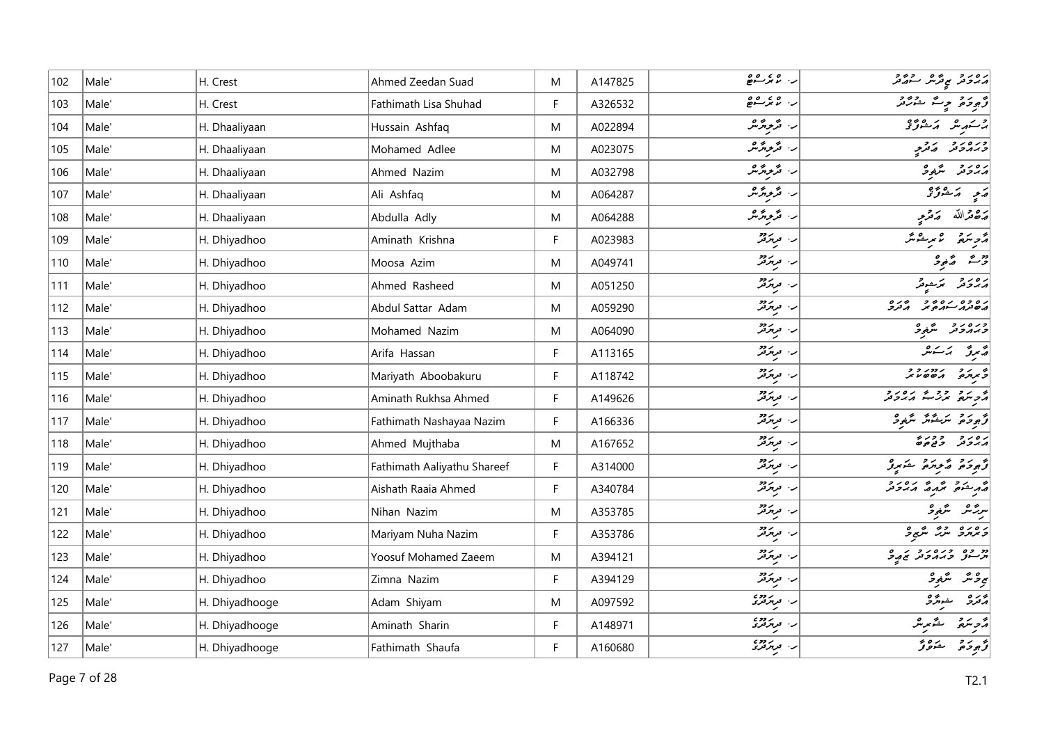| 102 | Male' | H. Crest | Ahmed Zeedan Suad | M | A147825 | ހ. ކްރެސްޓް | އަޙްމަދު ޒީދާން ސުޢާދު |
|---|---|---|---|---|---|---|---|
| 103 | Male' | H. Crest | Fathimath Lisa Shuhad | F | A326532 | ހ. ކްރެސްޓް | ފާތިމަތު ލީސާ ޝުހާދު |
| 104 | Male' | H. Dhaaliyaan | Hussain Ashfaq | M | A022894 | ހ. ދާލިޔާން | ޙުސައިން އަޝްފާޤު |
| 105 | Male' | H. Dhaaliyaan | Mohamed Adlee | M | A023075 | ހ. ދާލިޔާން | މުޙައްމަދު އަދްލީ |
| 106 | Male' | H. Dhaaliyaan | Ahmed Nazim | M | A032798 | ހ. ދާލިޔާން | އަޙްމަދު ނާޒިމް |
| 107 | Male' | H. Dhaaliyaan | Ali Ashfaq | M | A064287 | ހ. ދާލިޔާން | އަލި އަޝްފާޤު |
| 108 | Male' | H. Dhaaliyaan | Abdulla Adly | M | A064288 | ހ. ދާލިޔާން | އަބްދުﷲ އަދްލީ |
| 109 | Male' | H. Dhiyadhoo | Aminath Krishna | F | A023983 | ހ. ދިޔަދޫ | އާމިނަތު ކްރިޝްނާ |
| 110 | Male' | H. Dhiyadhoo | Moosa Azim | M | A049741 | ހ. ދިޔަދޫ | މޫސާ އާޒިމް |
| 111 | Male' | H. Dhiyadhoo | Ahmed Rasheed | M | A051250 | ހ. ދިޔަދޫ | އަޙްމަދު ރަޝީދު |
| 112 | Male' | H. Dhiyadhoo | Abdul Sattar Adam | M | A059290 | ހ. ދިޔަދޫ | އަބްދުލްސައްތާރު އާދަމް |
| 113 | Male' | H. Dhiyadhoo | Mohamed Nazim | M | A064090 | ހ. ދިޔަދޫ | މުޙައްމަދު ނާޒިމް |
| 114 | Male' | H. Dhiyadhoo | Arifa Hassan | F | A113165 | ހ. ދިޔަދޫ | އާރިފާ ޙަސަން |
| 115 | Male' | H. Dhiyadhoo | Mariyath Aboobakuru | F | A118742 | ހ. ދިޔަދޫ | މާރިޔަތު އަބޫބަކުރު |
| 116 | Male' | H. Dhiyadhoo | Aminath Rukhsa Ahmed | F | A149626 | ހ. ދިޔަދޫ | އާމިނަތު ރުޚްސާ އަޙްމަދު |
| 117 | Male' | H. Dhiyadhoo | Fathimath Nashayaa Nazim | F | A166336 | ހ. ދިޔަދޫ | ފާތިމަތު ނަޝާޔާ ނާޒިމް |
| 118 | Male' | H. Dhiyadhoo | Ahmed Mujthaba | M | A167652 | ހ. ދިޔަދޫ | އަޙްމަދު މުޖްތަބާ |
| 119 | Male' | H. Dhiyadhoo | Fathimath Aaliyathu Shareef | F | A314000 | ހ. ދިޔަދޫ | ފާތިމަތު އާލިޔަތު ޝަރީފް |
| 120 | Male' | H. Dhiyadhoo | Aishath Raaia Ahmed | F | A340784 | ހ. ދިޔަދޫ | އައިޝަތު ރާއިޔާ އަޙްމަދު |
| 121 | Male' | H. Dhiyadhoo | Nihan Nazim | M | A353785 | ހ. ދިޔަދޫ | ނިހާން ނާޒިމް |
| 122 | Male' | H. Dhiyadhoo | Mariyam Nuha Nazim | F | A353786 | ހ. ދިޔަދޫ | މަރިޔަމް ނުހާ ނާޒިމް |
| 123 | Male' | H. Dhiyadhoo | Yoosuf Mohamed Zaeem | M | A394121 | ހ. ދިޔަދޫ | ޔޫސުފް މުޙައްމަދު ޒައީމް |
| 124 | Male' | H. Dhiyadhoo | Zimna Nazim | F | A394129 | ހ. ދިޔަދޫ | ޒިމްނާ ނާޒިމް |
| 125 | Male' | H. Dhiyadhooge | Adam Shiyam | M | A097592 | ހ. ދިޔަދޫގެ | އާދަމް ޝިޔާމް |
| 126 | Male' | H. Dhiyadhooge | Aminath Sharin | F | A148971 | ހ. ދިޔަދޫގެ | އާމިނަތު ޝާރިން |
| 127 | Male' | H. Dhiyadhooge | Fathimath Shaufa | F | A160680 | ހ. ދިޔަދޫގެ | ފާތިމަތު ޝައުފާ |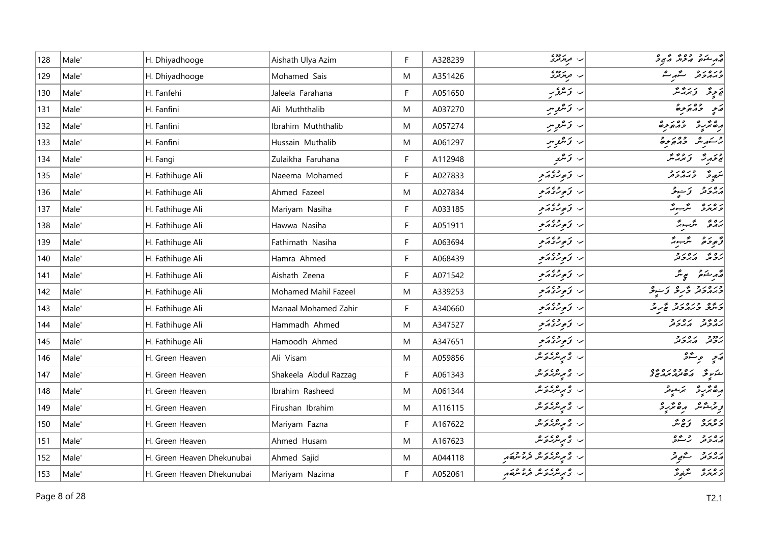| 128 | Male' | H. Dhiyadhooge | Aishath Ulya Azim | F | A328239 | ހ. ދިޔަދޫގެ | އާއިޝަތު އުލްޔާ އާޒިމް |
|---|---|---|---|---|---|---|---|
| 129 | Male' | H. Dhiyadhooge | Mohamed Sais | M | A351426 | ހ. ދިޔަދޫގެ | މުހައްމަދު ސާއިސް |
| 130 | Male' | H. Fanfehi | Jaleela Farahana | F | A051650 | ހ. ފަންފެހި | ޖަލީލާ ފަރަހާނާ |
| 131 | Male' | H. Fanfini | Ali Muththalib | M | A037270 | ހ. ފަންފިނި | ޢަލީ މުއްޠަލިބު |
| 132 | Male' | H. Fanfini | Ibrahim Muththalib | M | A057274 | ހ. ފަންފިނި | އިބްރާހީމް މުއްޠަލިބު |
| 133 | Male' | H. Fanfini | Hussain Muthalib | M | A061297 | ހ. ފަންފިނި | ޙުސައިން މުއްޠަލިބު |
| 134 | Male' | H. Fangi | Zulaikha Faruhana | F | A112948 | ހ. ފަންގި | ޒުލައިޚާ ފަރުހާނާ |
| 135 | Male' | H. Fathihuge Ali | Naeema Mohamed | F | A027833 | ހ. ފަތިހުގެއަލި | ނައީމާ މުހައްމަދު |
| 136 | Male' | H. Fathihuge Ali | Ahmed Fazeel | M | A027834 | ހ. ފަތިހުގެއަލި | އަހްމަދު ފަޟީލު |
| 137 | Male' | H. Fathihuge Ali | Mariyam Nasiha | F | A033185 | ހ. ފަތިހުގެއަލި | މަރިޔަމް ނާސިހާ |
| 138 | Male' | H. Fathihuge Ali | Hawwa Nasiha | F | A051911 | ހ. ފަތިހުގެއަލި | ހައްވާ ނާސިހާ |
| 139 | Male' | H. Fathihuge Ali | Fathimath Nasiha | F | A063694 | ހ. ފަތިހުގެއަލި | ފާތިމަތު ނާސިހާ |
| 140 | Male' | H. Fathihuge Ali | Hamra Ahmed | F | A068439 | ހ. ފަތިހުގެއަލި | ހަމްރާ އަހްމަދު |
| 141 | Male' | H. Fathihuge Ali | Aishath Zeena | F | A071542 | ހ. ފަތިހުގެއަލި | އާއިޝަތު ޒީނާ |
| 142 | Male' | H. Fathihuge Ali | Mohamed Mahil Fazeel | M | A339253 | ހ. ފަތިހުގެއަލި | މުހައްމަދު މާހިލް ފަޟީލު |
| 143 | Male' | H. Fathihuge Ali | Manaal Mohamed Zahir | F | A340660 | ހ. ފަތިހުގެއަލި | މަނާލް މުހައްމަދު ޒާހިރު |
| 144 | Male' | H. Fathihuge Ali | Hammadh Ahmed | M | A347527 | ހ. ފަތިހުގެއަލި | ހައްމާދު އަހްމަދު |
| 145 | Male' | H. Fathihuge Ali | Hamoodh Ahmed | M | A347651 | ހ. ފަތިހުގެއަލި | ހަމޫދު އަހްމަދު |
| 146 | Male' | H. Green Heaven | Ali Visam | M | A059856 | ހ. ގުރީންހެވަން | ޢަލީ ވިސާމް |
| 147 | Male' | H. Green Heaven | Shakeela Abdul Razzag | F | A061343 | ހ. ގުރީންހެވަން | ޝަކީލާ އަބްދުއްރައްޒާގު |
| 148 | Male' | H. Green Heaven | Ibrahim Rasheed | M | A061344 | ހ. ގުރީންހެވަން | އިބްރާހީމް ރަޝީދު |
| 149 | Male' | H. Green Heaven | Firushan Ibrahim | M | A116115 | ހ. ގުރީންހެވަން | ފިރުޝާން އިބްރާހީމް |
| 150 | Male' | H. Green Heaven | Mariyam Fazna | F | A167622 | ހ. ގުރީންހެވަން | މަރިޔަމް ފަޒްނާ |
| 151 | Male' | H. Green Heaven | Ahmed Husam | M | A167623 | ހ. ގުރީންހެވަން | އަހްމަދު ހުސާމް |
| 152 | Male' | H. Green Heaven Dhekunubai | Ahmed Sajid | M | A044118 | ހ. ގުރީންހެވަން ދެކުނުބައި | އަހްމަދު ސާޖިދު |
| 153 | Male' | H. Green Heaven Dhekunubai | Mariyam Nazima | F | A052061 | ހ. ގުރީންހެވަން ދެކުނުބައި | މަރިޔަމް ނާޒިމާ |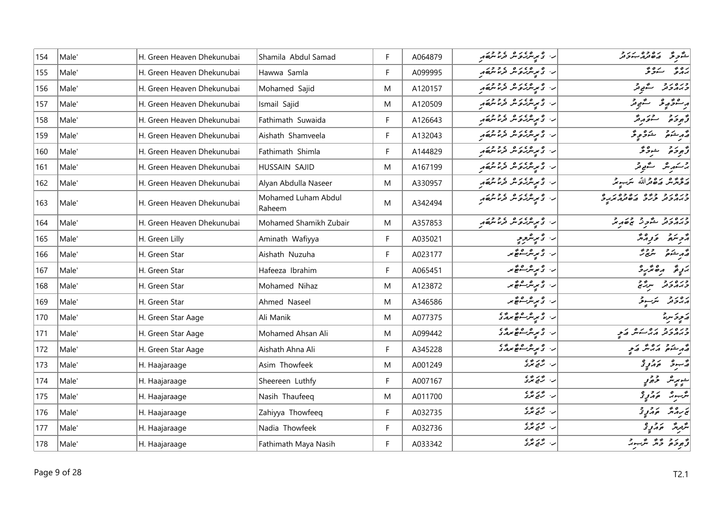| 154 | Male' | H. Green Heaven Dhekunubai | Shamila Abdul Samad | F | A064879 | ހ. ގްރީންހެވަން ދެކުނުބައި | ޝާމިލާ އަބްދުލްސަމަދު |
|---|---|---|---|---|---|---|---|
| 155 | Male' | H. Green Heaven Dhekunubai | Hawwa Samla | F | A099995 | ހ. ގްރީންހެވަން ދެކުނުބައި | ހައްވާ ސަމްލާ |
| 156 | Male' | H. Green Heaven Dhekunubai | Mohamed Sajid | M | A120157 | ހ. ގްރީންހެވަން ދެކުނުބައި | މުހައްމަދު ސާޖިދު |
| 157 | Male' | H. Green Heaven Dhekunubai | Ismail Sajid | M | A120509 | ހ. ގްރީންހެވަން ދެކުނުބައި | އިސްމާއިލް ސާޖިދު |
| 158 | Male' | H. Green Heaven Dhekunubai | Fathimath Suwaida | F | A126643 | ހ. ގްރީންހެވަން ދެކުނުބައި | ފާތިމަތު ސުވައިދާ |
| 159 | Male' | H. Green Heaven Dhekunubai | Aishath Shamveela | F | A132043 | ހ. ގްރީންހެވަން ދެކުނުބައި | އާއިޝަތު ޝަމްވީލާ |
| 160 | Male' | H. Green Heaven Dhekunubai | Fathimath Shimla | F | A144829 | ހ. ގްރީންހެވަން ދެކުނުބައި | ފާތިމަތު ޝިމްލާ |
| 161 | Male' | H. Green Heaven Dhekunubai | HUSSAIN SAJID | M | A167199 | ހ. ގްރީންހެވަން ދެކުނުބައި | ހުސައިން ސާޖިދު |
| 162 | Male' | H. Green Heaven Dhekunubai | Alyan Abdulla Naseer | M | A330957 | ހ. ގްރީންހެވަން ދެކުނުބައި | އަލްޔާން އަބްދުﷲ ނަސީރު |
| 163 | Male' | H. Green Heaven Dhekunubai | Mohamed Luham Abdul Raheem | M | A342494 | ހ. ގްރީންހެވަން ދެކުނުބައި | މުހައްމަދު ލުހާމް އަބްދުއްރަޙީމް |
| 164 | Male' | H. Green Heaven Dhekunubai | Mohamed Shamikh Zubair | M | A357853 | ހ. ގްރީންހެވަން ދެކުނުބައި | މުހައްމަދު ޝާމިޚް ޒުބައިރު |
| 165 | Male' | H. Green Lilly | Aminath Wafiyya | F | A035021 | ހ. ގްރީންލިލީ | އާމިނަތު ވަފިއްޔާ |
| 166 | Male' | H. Green Star | Aishath Nuzuha | F | A023177 | ހ. ގްރީންސްޓާރ | އާއިޝަތު ނުޒުހާ |
| 167 | Male' | H. Green Star | Hafeeza Ibrahim | F | A065451 | ހ. ގްރީންސްޓާރ | ހަފީޒާ އިބްރާހިމް |
| 168 | Male' | H. Green Star | Mohamed Nihaz | M | A123872 | ހ. ގްރީންސްޓާރ | މުހައްމަދު ނިހާޒް |
| 169 | Male' | H. Green Star | Ahmed Naseel | M | A346586 | ހ. ގްރީންސްޓާރ | އަހްމަދު ނަސީލް |
| 170 | Male' | H. Green Star Aage | Ali Manik | M | A077375 | ހ. ގްރީންސްޓާރއާގެ | އަލިމަނިކު |
| 171 | Male' | H. Green Star Aage | Mohamed Ahsan Ali | M | A099442 | ހ. ގްރީންސްޓާރއާގެ | މުހައްމަދު އަހްސަން އަލި |
| 172 | Male' | H. Green Star Aage | Aishath Ahna Ali | F | A345228 | ހ. ގްރީންސްޓާރއާގެ | އާއިޝަތު އަހްނާ އަލި |
| 173 | Male' | H. Haajaraage | Asim Thowfeek | M | A001249 | ހ. ހާޖަރާގެ | އާސިމް ތައުފީޤު |
| 174 | Male' | H. Haajaraage | Sheereen Luthfy | F | A007167 | ހ. ހާޖަރާގެ | ޝީރީން ލުތުފީ |
| 175 | Male' | H. Haajaraage | Nasih Thaufeeq | M | A011700 | ހ. ހާޖަރާގެ | ނާސިހު ތައުފީޤު |
| 176 | Male' | H. Haajaraage | Zahiyya Thowfeeq | F | A032735 | ހ. ހާޖަރާގެ | ޒަހިއްޔާ ތައުފީޤު |
| 177 | Male' | H. Haajaraage | Nadia Thowfeek | F | A032736 | ހ. ހާޖަރާގެ | ނާދިޔާ ތައުފީޤު |
| 178 | Male' | H. Haajaraage | Fathimath Maya Nasih | F | A033342 | ހ. ހާޖަރާގެ | ފާތިމަތު މާޔާ ނާސިހު |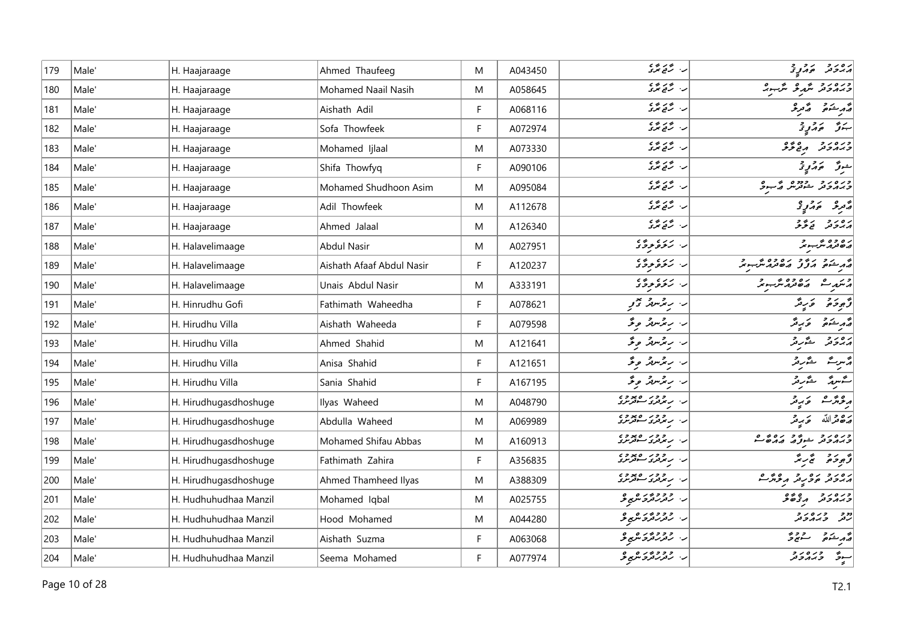| 179 | Male' | H. Haajaraage | Ahmed Thaufeeg | M | A043450 | ހ. ހާޖަރާގެ | އަހުމަދު ތައުފީގު |
|---|---|---|---|---|---|---|---|
| 180 | Male' | H. Haajaraage | Mohamed Naail Nasih | M | A058645 | ހ. ހާޖަރާގެ | މުހައްމަދު ނާއިލް ނާސިހު |
| 181 | Male' | H. Haajaraage | Aishath Adil | F | A068116 | ހ. ހާޖަރާގެ | އާއިޝަތު އާދިލް |
| 182 | Male' | H. Haajaraage | Sofa Thowfeek | F | A072974 | ހ. ހާޖަރާގެ | ސަފާ ތައުފީގު |
| 183 | Male' | H. Haajaraage | Mohamed Ijlaal | M | A073330 | ހ. ހާޖަރާގެ | މުހައްމަދު އިޖްލާލް |
| 184 | Male' | H. Haajaraage | Shifa Thowfyq | F | A090106 | ހ. ހާޖަރާގެ | ޝިފާ ތައުފީގު |
| 185 | Male' | H. Haajaraage | Mohamed Shudhoon Asim | M | A095084 | ހ. ހާޖަރާގެ | މުހައްމަދު ޝުދޫން އާސިމް |
| 186 | Male' | H. Haajaraage | Adil Thowfeek | M | A112678 | ހ. ހާޖަރާގެ | އާދިލް ތައުފީގު |
| 187 | Male' | H. Haajaraage | Ahmed Jalaal | M | A126340 | ހ. ހާޖަރާގެ | އަހުމަދު ޖަލާލް |
| 188 | Male' | H. Halavelimaage | Abdul Nasir | M | A027951 | ހ. ހަލަވެލިމާގެ | އަބްދުއްނާޞިރު |
| 189 | Male' | H. Halavelimaage | Aishath Afaaf Abdul Nasir | F | A120237 | ހ. ހަލަވެލިމާގެ | އާއިޝަތު އަފާފް އަބްދުއްނާޞިރު |
| 190 | Male' | H. Halavelimaage | Unais Abdul Nasir | M | A333191 | ހ. ހަލަވެލިމާގެ | އުނައިސް އަބްދުއްނާޞިރު |
| 191 | Male' | H. Hinrudhu Gofi | Fathimath Waheedha | F | A078621 | ހ. ހިނރުދު ގޮފި | ފާތިމަތު ވަޙީދާ |
| 192 | Male' | H. Hirudhu Villa | Aishath Waheeda | F | A079598 | ހ. ހިރުދު ވިލާ | އާއިޝަތު ވަޙީދާ |
| 193 | Male' | H. Hirudhu Villa | Ahmed Shahid | M | A121641 | ހ. ހިރުދު ވިލާ | އަހުމަދު ޝާހިދު |
| 194 | Male' | H. Hirudhu Villa | Anisa Shahid | F | A121651 | ހ. ހިރުދު ވިލާ | އާނިސާ ޝާހިދު |
| 195 | Male' | H. Hirudhu Villa | Sania Shahid | F | A167195 | ހ. ހިރުދު ވިލާ | ސާނިޔާ ޝާހިދު |
| 196 | Male' | H. Hirudhugasdhoshuge | Ilyas Waheed | M | A048790 | ހ. ހިރުދުގަސްދޮށުގެ | އިލްޔާސް ވަޙީދު |
| 197 | Male' | H. Hirudhugasdhoshuge | Abdulla Waheed | M | A069989 | ހ. ހިރުދުގަސްދޮށުގެ | އަބްދުﷲ ވަޙީދު |
| 198 | Male' | H. Hirudhugasdhoshuge | Mohamed Shifau Abbas | M | A160913 | ހ. ހިރުދުގަސްދޮށުގެ | މުހައްމަދު ޝިފާއު އައްބާސް |
| 199 | Male' | H. Hirudhugasdhoshuge | Fathimath Zahira | F | A356835 | ހ. ހިރުދުގަސްދޮށުގެ | ފާތިމަތު ޒާހިރާ |
| 200 | Male' | H. Hirudhugasdhoshuge | Ahmed Thamheed Ilyas | M | A388309 | ހ. ހިރުދުގަސްދޮށުގެ | އަހުމަދު ތަމްހީދު އިލްޔާސް |
| 201 | Male' | H. Hudhuhudhaa Manzil | Mohamed Iqbal | M | A025755 | ހ. ހުދުހުދާމަންޒިލް | މުހައްމަދު އިގުބާލް |
| 202 | Male' | H. Hudhuhudhaa Manzil | Hood Mohamed | M | A044280 | ހ. ހުދުހުދާމަންޒިލް | ހޫދު މުހައްމަދު |
| 203 | Male' | H. Hudhuhudhaa Manzil | Aishath Suzma | F | A063068 | ހ. ހުދުހުދާމަންޒިލް | އާއިޝަތު ސުޒްމާ |
| 204 | Male' | H. Hudhuhudhaa Manzil | Seema Mohamed | F | A077974 | ހ. ހުދުހުދާމަންޒިލް | ސީމާ މުހައްމަދު |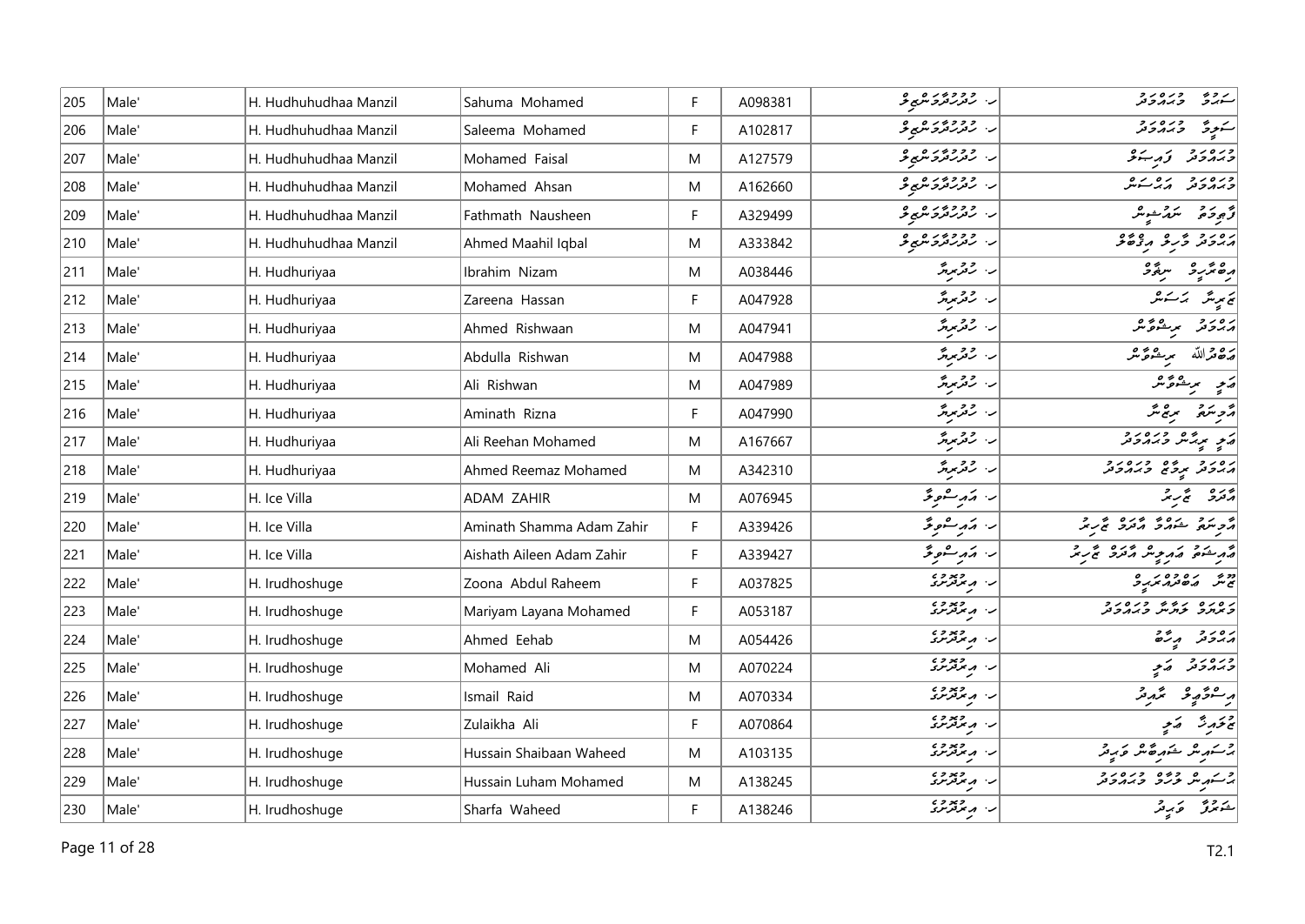| 205 | Male' | H. Hudhuhudhaa Manzil | Sahuma Mohamed | F | A098381 | ހ. ހުދުހުދާމަންޒިލް | ސަހުމާ މުހައްމަދު |
|---|---|---|---|---|---|---|---|
| 206 | Male' | H. Hudhuhudhaa Manzil | Saleema Mohamed | F | A102817 | ހ. ހުދުހުދާމަންޒިލް | ސަލީމާ މުހައްމަދު |
| 207 | Male' | H. Hudhuhudhaa Manzil | Mohamed Faisal | M | A127579 | ހ. ހުދުހުދާމަންޒިލް | މުހައްމަދު ފައިސަލް |
| 208 | Male' | H. Hudhuhudhaa Manzil | Mohamed Ahsan | M | A162660 | ހ. ހުދުހުދާމަންޒިލް | މުހައްމަދު އަހްސަން |
| 209 | Male' | H. Hudhuhudhaa Manzil | Fathmath Nausheen | F | A329499 | ހ. ހުދުހުދާމަންޒިލް | ފާތިމަތު ނައުޝީން |
| 210 | Male' | H. Hudhuhudhaa Manzil | Ahmed Maahil Iqbal | M | A333842 | ހ. ހުދުހުދާމަންޒިލް | އަހުމަދު މާހިލް އިގުބާލް |
| 211 | Male' | H. Hudhuriyaa | Ibrahim Nizam | M | A038446 | ހ. ހުދުރިޔާ | އިބްރާހިމް ނިޒާމް |
| 212 | Male' | H. Hudhuriyaa | Zareena Hassan | F | A047928 | ހ. ހުދުރިޔާ | ޒަރީނާ ހަސަން |
| 213 | Male' | H. Hudhuriyaa | Ahmed Rishwaan | M | A047941 | ހ. ހުދުރިޔާ | އަހުމަދު ރިޝްވާން |
| 214 | Male' | H. Hudhuriyaa | Abdulla Rishwan | M | A047988 | ހ. ހުދުރިޔާ | އަބްދުﷲ ރިޝްވާން |
| 215 | Male' | H. Hudhuriyaa | Ali Rishwan | M | A047989 | ހ. ހުދުރިޔާ | އަލި ރިޝްވާން |
| 216 | Male' | H. Hudhuriyaa | Aminath Rizna | F | A047990 | ހ. ހުދުރިޔާ | އާމިނަތު ރިޒްނާ |
| 217 | Male' | H. Hudhuriyaa | Ali Reehan Mohamed | M | A167667 | ހ. ހުދުރިޔާ | އަލި ރީހާން މުހައްމަދު |
| 218 | Male' | H. Hudhuriyaa | Ahmed Reemaz Mohamed | M | A342310 | ހ. ހުދުރިޔާ | އަހުމަދު ރީމާޒް މުހައްމަދު |
| 219 | Male' | H. Ice Villa | ADAM ZAHIR | M | A076945 | ހ. އައިސްވިލާ | އާދަމް ޒާހިރު |
| 220 | Male' | H. Ice Villa | Aminath Shamma Adam Zahir | F | A339426 | ހ. އައިސްވިލާ | އާމިނަތު ޝައްމާ އާދަމް ޒާހިރު |
| 221 | Male' | H. Ice Villa | Aishath Aileen Adam Zahir | F | A339427 | ހ. އައިސްވިލާ | އައިޝަތު އައިލީން އާދަމް ޒާހިރު |
| 222 | Male' | H. Irudhoshuge | Zoona Abdul Raheem | F | A037825 | ހ. އިރުދޯށުގެ | ޒޫނާ އަބްދުއްރަޙީމް |
| 223 | Male' | H. Irudhoshuge | Mariyam Layana Mohamed | F | A053187 | ހ. އިރުދޯށުގެ | މަރިޔަމް ލަޔަނާ މުހައްމަދު |
| 224 | Male' | H. Irudhoshuge | Ahmed Eehab | M | A054426 | ހ. އިރުދޯށުގެ | އަހުމަދު އީހާބް |
| 225 | Male' | H. Irudhoshuge | Mohamed Ali | M | A070224 | ހ. އިރުދޯށުގެ | މުހައްމަދު އަލި |
| 226 | Male' | H. Irudhoshuge | Ismail Raid | M | A070334 | ހ. އިރުދޯށުގެ | އިސްމާއީލް ރާއިދު |
| 227 | Male' | H. Irudhoshuge | Zulaikha Ali | F | A070864 | ހ. އިރުދޯށުގެ | ޒުލައިހާ އަލި |
| 228 | Male' | H. Irudhoshuge | Hussain Shaibaan Waheed | M | A103135 | ހ. އިރުދޯށުގެ | ހުސައިން ޝައިބާން ވަހީދު |
| 229 | Male' | H. Irudhoshuge | Hussain Luham Mohamed | M | A138245 | ހ. އިރުދޯށުގެ | ހުސައިން ލުހާމް މުހައްމަދު |
| 230 | Male' | H. Irudhoshuge | Sharfa Waheed | F | A138246 | ހ. އިރުދޯށުގެ | ޝަރުފާ ވަހީދު |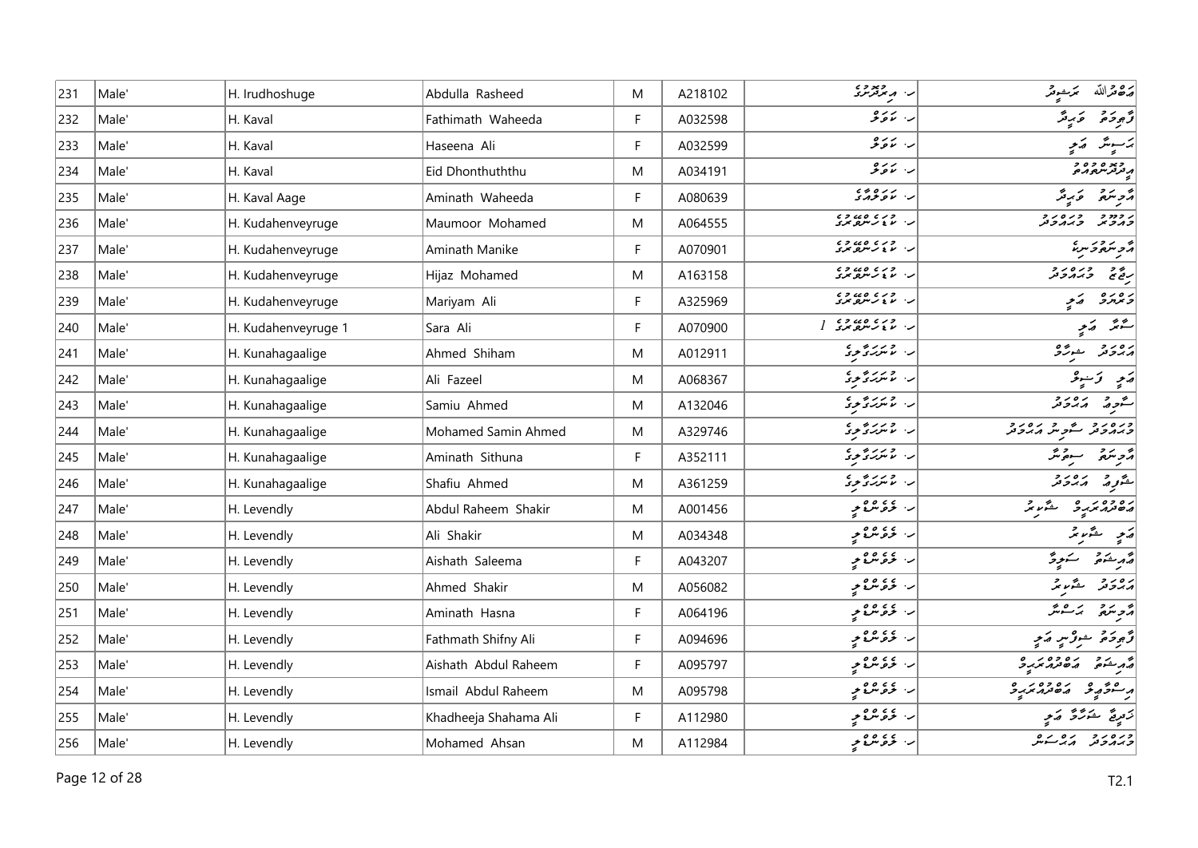| 231 | Male' | H. Irudhoshuge | Abdulla Rasheed | M | A218102 | ހ. އިރުދޯށުގެ | އަބްދުﷲ ރަޝީދު |
|---|---|---|---|---|---|---|---|
| 232 | Male' | H. Kaval | Fathimath Waheeda | F | A032598 | ހ. ކަވަލް | ފާތިމަތު ވަޙީދާ |
| 233 | Male' | H. Kaval | Haseena Ali | F | A032599 | ހ. ކަވަލް | ހަސީނާ އަލި |
| 234 | Male' | H. Kaval | Eid Dhonthuththu | M | A034191 | ހ. ކަވަލް | އީދު ދޮންތުއްތު |
| 235 | Male' | H. Kaval Aage | Aminath Waheeda | F | A080639 | ހ. ކަވަލްއާގެ | އާމިނަތު ވަޙީދާ |
| 236 | Male' | H. Kudahenveyruge | Maumoor Mohamed | M | A064555 | ހ. ކުޑަހެންވޭރުގެ | މައުމޫރު މުޙައްމަދު |
| 237 | Male' | H. Kudahenveyruge | Aminath Manike | F | A070901 | ހ. ކުޑަހެންވޭރުގެ | އާމިނަތުމަނިކެ |
| 238 | Male' | H. Kudahenveyruge | Hijaz Mohamed | M | A163158 | ހ. ކުޑަހެންވޭރުގެ | ހިޖާޒު މުޙައްމަދު |
| 239 | Male' | H. Kudahenveyruge | Mariyam Ali | F | A325969 | ހ. ކުޑަހެންވޭރުގެ | މަރިޔަމް އަލި |
| 240 | Male' | H. Kudahenveyruge 1 | Sara Ali | F | A070900 | ހ. ކުޑަހެންވޭރުގެ 1 | ސާރާ އަލި |
| 241 | Male' | H. Kunahagaalige | Ahmed Shiham | M | A012911 | ހ. ކުނަހަގާލިގެ | އަޙްމަދު ޝިހާމް |
| 242 | Male' | H. Kunahagaalige | Ali Fazeel | M | A068367 | ހ. ކުނަހަގާލިގެ | އަލި ފަޟީލު |
| 243 | Male' | H. Kunahagaalige | Samiu Ahmed | M | A132046 | ހ. ކުނަހަގާލިގެ | ސާމިއު އަޙްމަދު |
| 244 | Male' | H. Kunahagaalige | Mohamed Samin Ahmed | M | A329746 | ހ. ކުނަހަގާލިގެ | މުޙައްމަދު ސާމިން އަޙްމަދު |
| 245 | Male' | H. Kunahagaalige | Aminath Sithuna | F | A352111 | ހ. ކުނަހަގާލިގެ | އާމިނަތު ސިތުނާ |
| 246 | Male' | H. Kunahagaalige | Shafiu Ahmed | M | A361259 | ހ. ކުނަހަގާލިގެ | ޝާފިއު އަޙްމަދު |
| 247 | Male' | H. Levendly | Abdul Raheem Shakir | M | A001456 | ހ. ލެވެންޑްލި | އަބްދުއްރަޙީމް ޝާކިރު |
| 248 | Male' | H. Levendly | Ali Shakir | M | A034348 | ހ. ލެވެންޑްލި | އަލި ޝާކިރު |
| 249 | Male' | H. Levendly | Aishath Saleema | F | A043207 | ހ. ލެވެންޑްލި | އާއިޝަތު ސަލީމާ |
| 250 | Male' | H. Levendly | Ahmed Shakir | M | A056082 | ހ. ލެވެންޑްލި | އަޙްމަދު ޝާކިރު |
| 251 | Male' | H. Levendly | Aminath Hasna | F | A064196 | ހ. ލެވެންޑްލި | އާމިނަތު ހަސްނާ |
| 252 | Male' | H. Levendly | Fathmath Shifny Ali | F | A094696 | ހ. ލެވެންޑްލި | ފާތިމަތު ޝިފްނީ އަލި |
| 253 | Male' | H. Levendly | Aishath Abdul Raheem | F | A095797 | ހ. ލެވެންޑްލި | އާއިޝަތު އަބްދުއްރަޙީމް |
| 254 | Male' | H. Levendly | Ismail Abdul Raheem | M | A095798 | ހ. ލެވެންޑްލި | އިސްމާޢީލް އަބްދުއްރަޙީމް |
| 255 | Male' | H. Levendly | Khadheeja Shahama Ali | F | A112980 | ހ. ލެވެންޑްލި | ޚަދީޖާ ޝަހާމާ އަލި |
| 256 | Male' | H. Levendly | Mohamed Ahsan | M | A112984 | ހ. ލެވެންޑްލި | މުޙައްމަދު އަޙްސަން |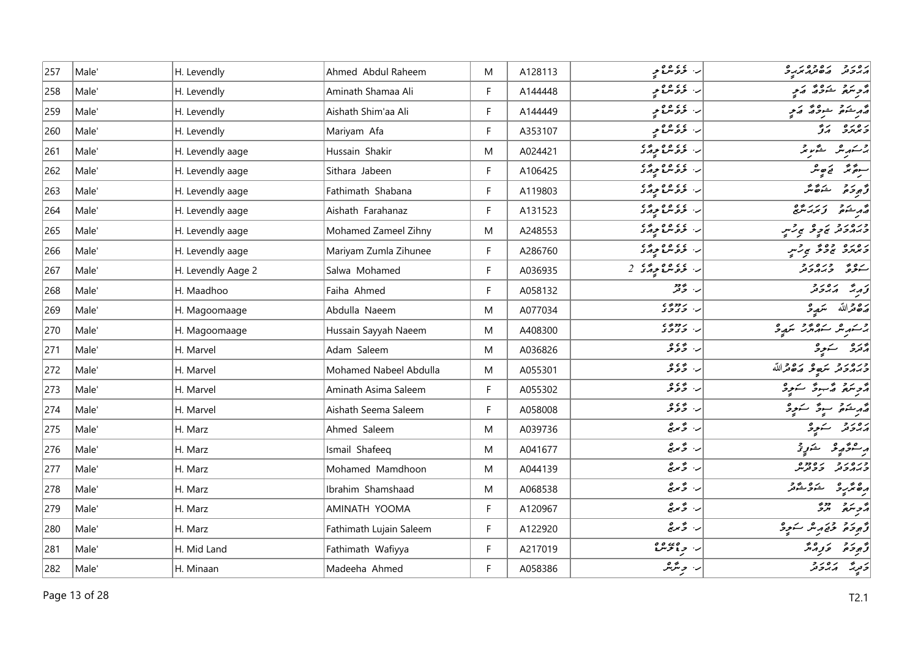| 257 | Male' | H. Levendly | Ahmed Abdul Raheem | M | A128113 | ހ. ލެވެންޑްލީ | އަހުމަދު އަބްދުއްރަޙީމް |
|---|---|---|---|---|---|---|---|
| 258 | Male' | H. Levendly | Aminath Shamaa Ali | F | A144448 | ހ. ލެވެންޑްލީ | އާމިނަތު ޝަމާއާ އަލީ |
| 259 | Male' | H. Levendly | Aishath Shim'aa Ali | F | A144449 | ހ. ލެވެންޑްލީ | އާއިޝަތު ޝިމްޢާ އަލީ |
| 260 | Male' | H. Levendly | Mariyam Afa | F | A353107 | ހ. ލެވެންޑްލީ | މަރިޔަމް އަފާ |
| 261 | Male' | H. Levendly aage | Hussain Shakir | M | A024421 | ހ. ލެވެންޑްލީއާގެ | ހުސައިން ޝާކިރު |
| 262 | Male' | H. Levendly aage | Sithara Jabeen | F | A106425 | ހ. ލެވެންޑްލީއާގެ | ސިތާރާ ޖަބީން |
| 263 | Male' | H. Levendly aage | Fathimath Shabana | F | A119803 | ހ. ލެވެންޑްލީއާގެ | ފާތިމަތު ޝަބާނާ |
| 264 | Male' | H. Levendly aage | Aishath Farahanaz | F | A131523 | ހ. ލެވެންޑްލީއާގެ | އާއިޝަތު ފަރަހަނާޒް |
| 265 | Male' | H. Levendly aage | Mohamed Zameel Zihny | M | A248553 | ހ. ލެވެންޑްލީއާގެ | މުޙައްމަދު ޒަމީލް ޒިހުނީ |
| 266 | Male' | H. Levendly aage | Mariyam Zumla Zihunee | F | A286760 | ހ. ލެވެންޑްލީއާގެ | މަރިޔަމް ޒުމްލާ ޒިހުނީ |
| 267 | Male' | H. Levendly Aage 2 | Salwa Mohamed | F | A036935 | ހ. ލެވެންޑްލީއާގެ 2 | ސަލްވާ މުޙައްމަދު |
| 268 | Male' | H. Maadhoo | Faiha Ahmed | F | A058132 | ހ. މާދޫ | ފައިހާ އަހުމަދު |
| 269 | Male' | H. Magoomaage | Abdulla Naeem | M | A077034 | ހ. މަގޫމާގެ | އަބްދުﷲ ނަޢީމް |
| 270 | Male' | H. Magoomaage | Hussain Sayyah Naeem | M | A408300 | ހ. މަގޫމާގެ | ހުސައިން ސައްޔާހު ނަޢީމް |
| 271 | Male' | H. Marvel | Adam Saleem | M | A036826 | ހ. މާވެލް | އާދަމް ސަލީމް |
| 272 | Male' | H. Marvel | Mohamed Nabeel Abdulla | M | A055301 | ހ. މާވެލް | މުޙައްމަދު ނަބީލް އަބްދުﷲ |
| 273 | Male' | H. Marvel | Aminath Asima Saleem | F | A055302 | ހ. މާވެލް | އާމިނަތު އާސިމާ ސަލީމް |
| 274 | Male' | H. Marvel | Aishath Seema Saleem | F | A058008 | ހ. މާވެލް | އާއިޝަތު ސީމާ ސަލީމް |
| 275 | Male' | H. Marz | Ahmed Saleem | M | A039736 | ހ. މާރޒް | އަހުމަދު ސަލީމް |
| 276 | Male' | H. Marz | Ismail Shafeeq | M | A041677 | ހ. މާރޒް | އިސްމާޢީލް ޝަފީޤު |
| 277 | Male' | H. Marz | Mohamed Mamdhoon | M | A044139 | ހ. މާރޒް | މުޙައްމަދު މަމްދޫން |
| 278 | Male' | H. Marz | Ibrahim Shamshaad | M | A068538 | ހ. މާރޒް | އިބްރާހީމް ޝަމްޝާދު |
| 279 | Male' | H. Marz | AMINATH YOOMA | F | A120967 | ހ. މާރޒް | އާމިނަތު ޔޫމާ |
| 280 | Male' | H. Marz | Fathimath Lujain Saleem | F | A122920 | ހ. މާރޒް | ފާތިމަތު ލުޖައިން ސަލީމް |
| 281 | Male' | H. Mid Land | Fathimath Wafiyya | F | A217019 | ހ. މިޑްލޭންޑް | ފާތިމަތު ވަފިއްޔާ |
| 282 | Male' | H. Minaan | Madeeha Ahmed | F | A058386 | ހ. މިނާން | މަދީހާ އަހުމަދު |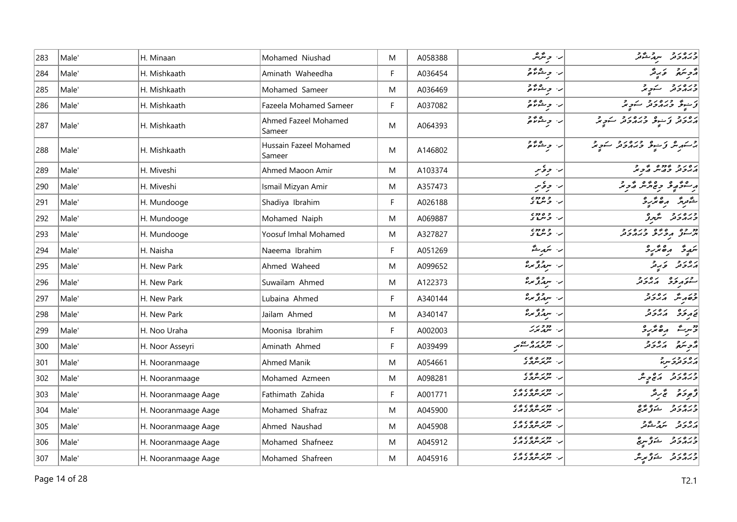| 283 | Male' | H. Minaan | Mohamed Niushad | M | A058388 | ހ. މިނާން | މުހައްމަދު ނިޔުޝާދު |
|---|---|---|---|---|---|---|---|
| 284 | Male' | H. Mishkaath | Aminath Waheedha | F | A036454 | ހ. މިޝްކާތު | އާމިނަތު ވަހީދާ |
| 285 | Male' | H. Mishkaath | Mohamed Sameer | M | A036469 | ހ. މިޝްކާތު | މުހައްމަދު ސަމީރު |
| 286 | Male' | H. Mishkaath | Fazeela Mohamed Sameer | F | A037082 | ހ. މިޝްކާތު | ފަޒީލާ މުހައްމަދު ސަމީރު |
| 287 | Male' | H. Mishkaath | Ahmed Fazeel Mohamed Sameer | M | A064393 | ހ. މިޝްކާތު | އަހުމަދު ފަޒީލު މުހައްމަދު ސަމީރު |
| 288 | Male' | H. Mishkaath | Hussain Fazeel Mohamed Sameer | M | A146802 | ހ. މިޝްކާތު | ހުސައިން ފަޒީލު މުހައްމަދު ސަމީރު |
| 289 | Male' | H. Miveshi | Ahmed Maoon Amir | M | A103374 | ހ. މިވެށި | އަހުމަދު މައުޫން އާމިރު |
| 290 | Male' | H. Miveshi | Ismail Mizyan Amir | M | A357473 | ހ. މިވެށި | އިސްމާޢީލް މިޒްޔާން އާމިރު |
| 291 | Male' | H. Mundooge | Shadiya Ibrahim | F | A026188 | ހ. މުންޑޫގެ | ށާދިޔާ އިބްރާހީމް |
| 292 | Male' | H. Mundooge | Mohamed Naiph | M | A069887 | ހ. މުންޑޫގެ | މުހައްމަދު ނާއިފް |
| 293 | Male' | H. Mundooge | Yoosuf Imhal Mohamed | M | A327827 | ހ. މުންޑޫގެ | ޔޫސުފް އިމްހާލް މުހައްމަދު |
| 294 | Male' | H. Naisha | Naeema Ibrahim | F | A051269 | ހ. ނައިޝާ | ނައީމާ އިބްރާހީމް |
| 295 | Male' | H. New Park | Ahmed Waheed | M | A099652 | ހ. ނިއުޕާރކް | އަހުމަދު ވަހީދު |
| 296 | Male' | H. New Park | Suwailam Ahmed | M | A122373 | ހ. ނިއުޕާރކް | ސުވައިލަމް އަހުމަދު |
| 297 | Male' | H. New Park | Lubaina Ahmed | F | A340144 | ހ. ނިއުޕާރކް | ލުބައިނާ އަހުމަދު |
| 298 | Male' | H. New Park | Jailam Ahmed | M | A340147 | ހ. ނިއުޕާރކް | ޖައިލަމް އަހުމަދު |
| 299 | Male' | H. Noo Uraha | Moonisa Ibrahim | F | A002003 | ހ. ނޫއުރަހަ | މޫނިސާ އިބްރާހީމް |
| 300 | Male' | H. Noor Asseyri | Aminath Ahmed | F | A039499 | ހ. ނޫރުއައްސޭރި | އާމިނަތު އަހުމަދު |
| 301 | Male' | H. Nooranmaage | Ahmed Manik | M | A054661 | ހ. ނޫރަންމާގެ | އަހުމަދުމަނިކު |
| 302 | Male' | H. Nooranmaage | Mohamed Azmeen | M | A098281 | ހ. ނޫރަންމާގެ | މުހައްމަދު އަޒްމީން |
| 303 | Male' | H. Nooranmaage Aage | Fathimath Zahida | F | A001771 | ހ. ނޫރަންމާގެއާގެ | ފާތިމަތު ޒާހިދާ |
| 304 | Male' | H. Nooranmaage Aage | Mohamed Shafraz | M | A045900 | ހ. ނޫރަންމާގެއާގެ | މުހައްމަދު ޝަފްރާޒް |
| 305 | Male' | H. Nooranmaage Aage | Ahmed Naushad | M | A045908 | ހ. ނޫރަންމާގެއާގެ | އަހުމަދު ނައުޝާދު |
| 306 | Male' | H. Nooranmaage Aage | Mohamed Shafneez | M | A045912 | ހ. ނޫރަންމާގެއާގެ | މުހައްމަދު ޝަފްނީޒް |
| 307 | Male' | H. Nooranmaage Aage | Mohamed Shafreen | M | A045916 | ހ. ނޫރަންމާގެއާގެ | މުހައްމަދު ޝަފްރީން |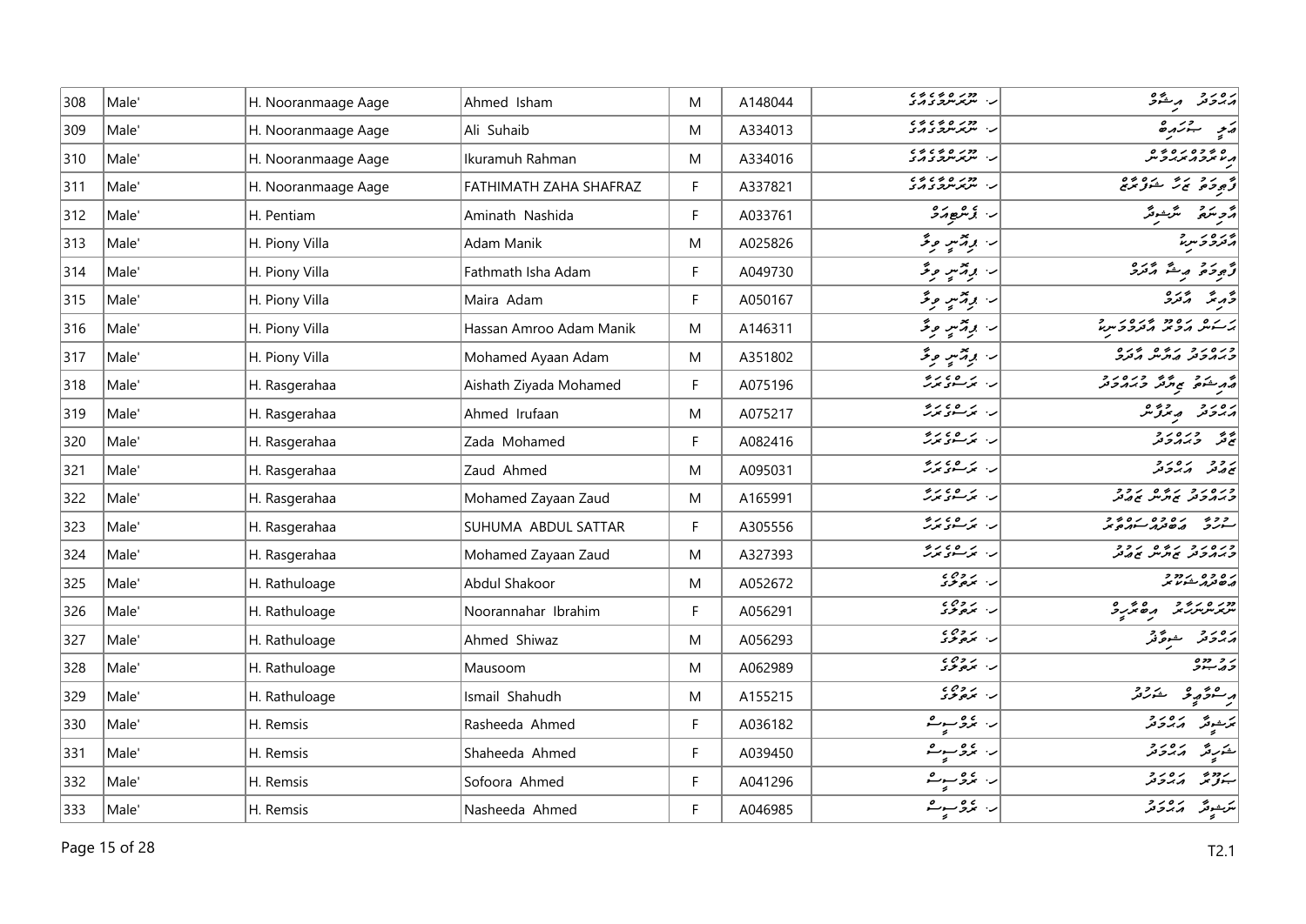| 308 | Male' | H. Nooranmaage Aage | Ahmed Isham | M | A148044 | ހ. ނޫރަންމާގެއާގެ | އަހުމަދު އިޝާމް |
|---|---|---|---|---|---|---|---|
| 309 | Male' | H. Nooranmaage Aage | Ali Suhaib | M | A334013 | ހ. ނޫރަންމާގެއާގެ | އަލި ސުހައިބް |
| 310 | Male' | H. Nooranmaage Aage | Ikuramuh Rahman | M | A334016 | ހ. ނޫރަންމާގެއާގެ | އިކުރާމުއްރަޙްމާން |
| 311 | Male' | H. Nooranmaage Aage | FATHIMATH ZAHA SHAFRAZ | F | A337821 | ހ. ނޫރަންމާގެއާގެ | ފާތިމަތު ޒަހާ ޝަފްރާޒް |
| 312 | Male' | H. Pentiam | Aminath Nashida | F | A033761 | ހ. ޕެންޓިއަމް | އާމިނަތު ނާޝިދާ |
| 313 | Male' | H. Piony Villa | Adam Manik | M | A025826 | ހ. ޕިއޯނީ ވިލާ | އާދަމްމަނިކު |
| 314 | Male' | H. Piony Villa | Fathmath Isha Adam | F | A049730 | ހ. ޕިއޯނީ ވިލާ | ފާތިމަތު އީޝާ އާދަމް |
| 315 | Male' | H. Piony Villa | Maira Adam | F | A050167 | ހ. ޕިއޯނީ ވިލާ | މާއިރާ އާދަމް |
| 316 | Male' | H. Piony Villa | Hassan Amroo Adam Manik | M | A146311 | ހ. ޕިއޯނީ ވިލާ | ހަސަން އަމްރޫ އާދަމްމަނިކު |
| 317 | Male' | H. Piony Villa | Mohamed Ayaan Adam | M | A351802 | ހ. ޕިއޯނީ ވިލާ | މުހައްމަދު އަޔާން އާދަމް |
| 318 | Male' | H. Rasgerahaa | Aishath Ziyada Mohamed | F | A075196 | ހ. ރަސްގެރަހާ | އައިޝަތު ޒިޔާދާ މުހައްމަދު |
| 319 | Male' | H. Rasgerahaa | Ahmed Irufaan | M | A075217 | ހ. ރަސްގެރަހާ | އަހުމަދު އިރުފާން |
| 320 | Male' | H. Rasgerahaa | Zada Mohamed | F | A082416 | ހ. ރަސްގެރަހާ | ޒާދާ މުހައްމަދު |
| 321 | Male' | H. Rasgerahaa | Zaud Ahmed | M | A095031 | ހ. ރަސްގެރަހާ | ޒައުދު އަހުމަދު |
| 322 | Male' | H. Rasgerahaa | Mohamed Zayaan Zaud | M | A165991 | ހ. ރަސްގެރަހާ | މުހައްމަދު ޒަޔާން ޒައުދު |
| 323 | Male' | H. Rasgerahaa | SUHUMA ABDUL SATTAR | F | A305556 | ހ. ރަސްގެރަހާ | ސުހުމާ އަބްދުލްސައްތާރު |
| 324 | Male' | H. Rasgerahaa | Mohamed Zayaan Zaud | M | A327393 | ހ. ރަސްގެރަހާ | މުހައްމަދު ޒަޔާން ޒައުދު |
| 325 | Male' | H. Rathuloage | Abdul Shakoor | M | A052672 | ހ. ރަތުލޯގެ | އަބްދުލްޝަކޫރު |
| 326 | Male' | H. Rathuloage | Noorannahar Ibrahim | F | A056291 | ހ. ރަތުލޯގެ | ނޫރުންނަހާރު އިބްރާހީމް |
| 327 | Male' | H. Rathuloage | Ahmed Shiwaz | M | A056293 | ހ. ރަތުލޯގެ | އަހުމަދު ޝިވާޒު |
| 328 | Male' | H. Rathuloage | Mausoom | M | A062989 | ހ. ރަތުލޯގެ | މައުސޫމް |
| 329 | Male' | H. Rathuloage | Ismail Shahudh | M | A155215 | ހ. ރަތުލޯގެ | އިސްމާއީލް ޝަހުދު |
| 330 | Male' | H. Remsis | Rasheeda Ahmed | F | A036182 | ހ. ރެމްސިސް | ރަޝީދާ އަހުމަދު |
| 331 | Male' | H. Remsis | Shaheeda Ahmed | F | A039450 | ހ. ރެމްސިސް | ޝަހީދާ އަހުމަދު |
| 332 | Male' | H. Remsis | Sofoora Ahmed | F | A041296 | ހ. ރެމްސިސް | ސޫފޫރާ އަހުމަދު |
| 333 | Male' | H. Remsis | Nasheeda Ahmed | F | A046985 | ހ. ރެމްސިސް | ނަޝީދާ އަހުމަދު |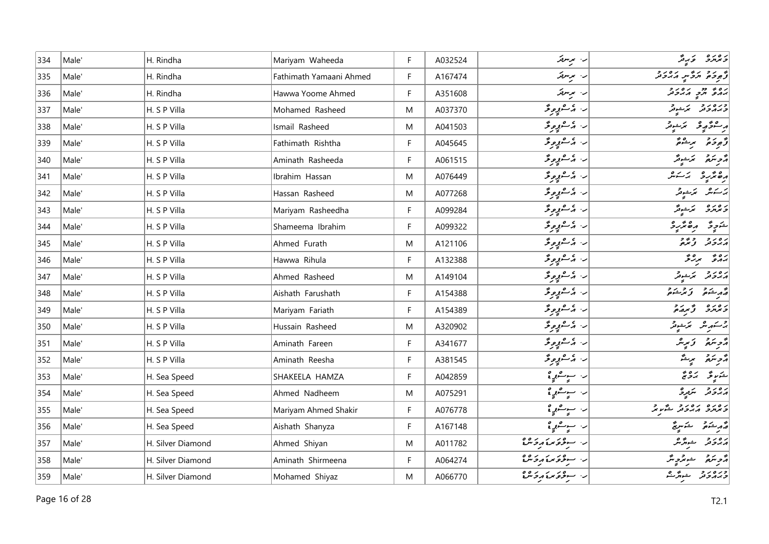| 334 | Male' | H. Rindha | Mariyam Waheeda | F | A032524 | ހ. ރިނދާ | މަރިޔަމް ވަހީދާ |
|---|---|---|---|---|---|---|---|
| 335 | Male' | H. Rindha | Fathimath Yamaani Ahmed | F | A167474 | ހ. ރިނދާ | ފާތިމަތު ޔަމާނީ އަޙްމަދު |
| 336 | Male' | H. Rindha | Hawwa Yoome Ahmed | F | A351608 | ހ. ރިނދާ | ހައްވާ ޔޫމް އަޙްމަދު |
| 337 | Male' | H. S P Villa | Mohamed Rasheed | M | A037370 | ހ. އެސްޕީވިލާ | މުޙައްމަދު ރަޝީދު |
| 338 | Male' | H. S P Villa | Ismail Rasheed | M | A041503 | ހ. އެސްޕީވިލާ | އިސްމާޢީލް ރަޝީދު |
| 339 | Male' | H. S P Villa | Fathimath Rishtha | F | A045645 | ހ. އެސްޕީވިލާ | ފާތިމަތު ރިޝްތާ |
| 340 | Male' | H. S P Villa | Aminath Rasheeda | F | A061515 | ހ. އެސްޕީވިލާ | އާމިނަތު ރަޝީދާ |
| 341 | Male' | H. S P Villa | Ibrahim Hassan | M | A076449 | ހ. އެސްޕީވިލާ | އިބްރާހީމް ޙަސަން |
| 342 | Male' | H. S P Villa | Hassan Rasheed | M | A077268 | ހ. އެސްޕީވިލާ | ޙަސަން ރަޝީދު |
| 343 | Male' | H. S P Villa | Mariyam Rasheedha | F | A099284 | ހ. އެސްޕީވިލާ | މަރިޔަމް ރަޝީދާ |
| 344 | Male' | H. S P Villa | Shameema Ibrahim | F | A099322 | ހ. އެސްޕީވިލާ | ޝަމީމާ އިބްރާހީމް |
| 345 | Male' | H. S P Villa | Ahmed Furath | M | A121106 | ހ. އެސްޕީވިލާ | އަޙްމަދު ފުރާތު |
| 346 | Male' | H. S P Villa | Hawwa Rihula | F | A132388 | ހ. އެސްޕީވިލާ | ހައްވާ ރިހުލާ |
| 347 | Male' | H. S P Villa | Ahmed Rasheed | M | A149104 | ހ. އެސްޕީވިލާ | އަޙްމަދު ރަޝީދު |
| 348 | Male' | H. S P Villa | Aishath Farushath | F | A154388 | ހ. އެސްޕީވިލާ | އާއިޝަތު ފަރުޝަތު |
| 349 | Male' | H. S P Villa | Mariyam Fariath | F | A154389 | ހ. އެސްޕީވިލާ | މަރިޔަމް ފާރިޢަތު |
| 350 | Male' | H. S P Villa | Hussain Rasheed | M | A320902 | ހ. އެސްޕީވިލާ | ޙުސައިން ރަޝީދު |
| 351 | Male' | H. S P Villa | Aminath Fareen | F | A341677 | ހ. އެސްޕީވިލާ | އާމިނަތު ފަރީން |
| 352 | Male' | H. S P Villa | Aminath Reesha | F | A381545 | ހ. އެސްޕީވިލާ | އާމިނަތު ރީޝާ |
| 353 | Male' | H. Sea Speed | SHAKEELA HAMZA | F | A042859 | ހ. ސީސްޕީޑް | ޝަކީލާ ހަމްޒާ |
| 354 | Male' | H. Sea Speed | Ahmed Nadheem | M | A075291 | ހ. ސީސްޕީޑް | އަޙްމަދު ނަދީމް |
| 355 | Male' | H. Sea Speed | Mariyam Ahmed Shakir | F | A076778 | ހ. ސީސްޕީޑް | މަރިޔަމް އަޙްމަދު ޝާކިރު |
| 356 | Male' | H. Sea Speed | Aishath Shanyza | F | A167148 | ހ. ސީސްޕީޑް | އާއިޝަތު ޝަނީޒާ |
| 357 | Male' | H. Silver Diamond | Ahmed Shiyan | M | A011782 | ހ. ސިލްވަރޑައިމަންޑް | އަޙްމަދު ޝިޔާން |
| 358 | Male' | H. Silver Diamond | Aminath Shirmeena | F | A064274 | ހ. ސިލްވަރޑައިމަންޑް | އާމިނަތު ޝިރުމީނާ |
| 359 | Male' | H. Silver Diamond | Mohamed Shiyaz | M | A066770 | ހ. ސިލްވަރޑައިމަންޑް | މުޙައްމަދު ޝިޔާޒު |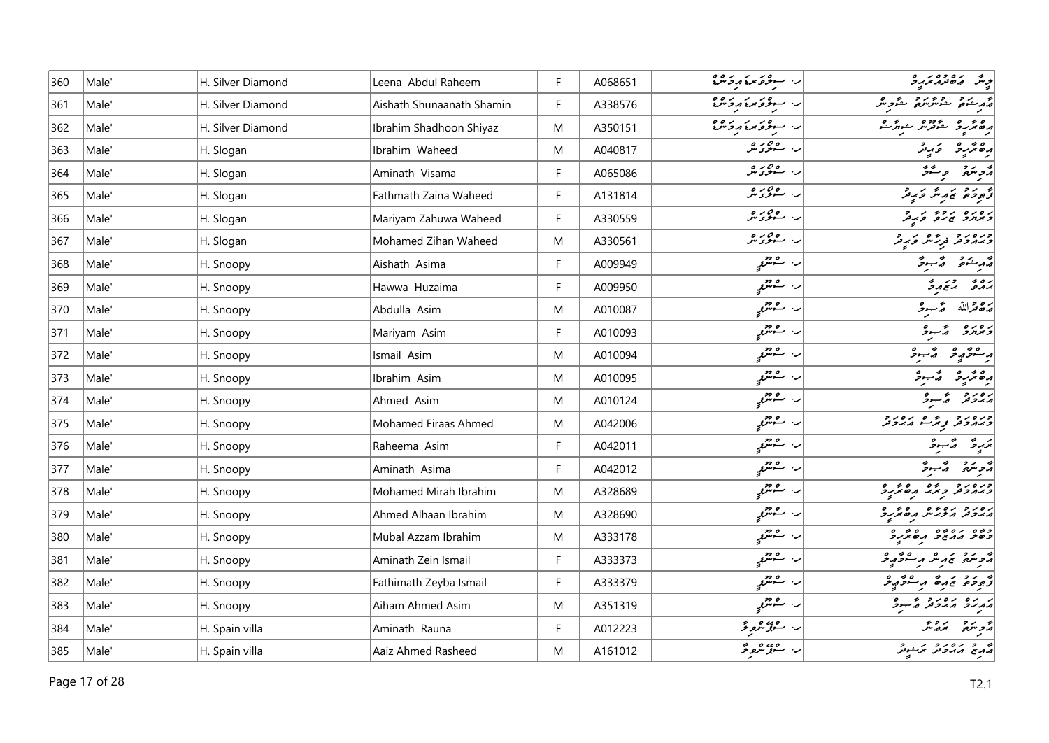| 360 | Male' | H. Silver Diamond | Leena Abdul Raheem | F | A068651 | ހ. ސިލްވަރ ޑައިމަންޑް | ލީނާ ޢަބްދުއް ރަޙީމް |
|---|---|---|---|---|---|---|---|
| 361 | Male' | H. Silver Diamond | Aishath Shunaanath Shamin | F | A338576 | ހ. ސިލްވަރ ޑައިމަންޑް | ޢައިޝަތު ޝުނާނަތު ޝާމިން |
| 362 | Male' | H. Silver Diamond | Ibrahim Shadhoon Shiyaz | M | A350151 | ހ. ސިލްވަރ ޑައިމަންޑް | އިބްރާހިމް ޝާދޫން ޝިޔާޒް |
| 363 | Male' | H. Slogan | Ibrahim Waheed | M | A040817 | ހ. ސްލޯގަން | އިބްރާހިމް ވަޙީދު |
| 364 | Male' | H. Slogan | Aminath Visama | F | A065086 | ހ. ސްލޯގަން | އާމިނަތު ވިސާމާ |
| 365 | Male' | H. Slogan | Fathmath Zaina Waheed | F | A131814 | ހ. ސްލޯގަން | ފާތިމަތު ޒައިނާ ވަޙީދު |
| 366 | Male' | H. Slogan | Mariyam Zahuwa Waheed | F | A330559 | ހ. ސްލޯގަން | މަރިޔަމް ޒަހުވާ ވަޙީދު |
| 367 | Male' | H. Slogan | Mohamed Zihan Waheed | M | A330561 | ހ. ސްލޯގަން | މުޙައްމަދު ޒިހާން ވަޙީދު |
| 368 | Male' | H. Snoopy | Aishath Asima | F | A009949 | ހ. ސްނޫޕީ | ޢައިޝަތު އާސިމާ |
| 369 | Male' | H. Snoopy | Hawwa Huzaima | F | A009950 | ހ. ސްނޫޕީ | ހައްވާ ހުޒައިމާ |
| 370 | Male' | H. Snoopy | Abdulla Asim | M | A010087 | ހ. ސްނޫޕީ | ޢަބްދުﷲ އާސިމް |
| 371 | Male' | H. Snoopy | Mariyam Asim | F | A010093 | ހ. ސްނޫޕީ | މަރިޔަމް އާސިމް |
| 372 | Male' | H. Snoopy | Ismail Asim | M | A010094 | ހ. ސްނޫޕީ | އިސްމާޢީލް އާސިމް |
| 373 | Male' | H. Snoopy | Ibrahim Asim | M | A010095 | ހ. ސްނޫޕީ | އިބްރާހިމް އާސިމް |
| 374 | Male' | H. Snoopy | Ahmed Asim | M | A010124 | ހ. ސްނޫޕީ | އަޙްމަދު އާސިމް |
| 375 | Male' | H. Snoopy | Mohamed Firaas Ahmed | M | A042006 | ހ. ސްނޫޕީ | މުޙައްމަދު ފިރާސް އަޙްމަދު |
| 376 | Male' | H. Snoopy | Raheema Asim | F | A042011 | ހ. ސްނޫޕީ | ރަޙީމާ އާސިމް |
| 377 | Male' | H. Snoopy | Aminath Asima | F | A042012 | ހ. ސްނޫޕީ | އާމިނަތު އާސިމާ |
| 378 | Male' | H. Snoopy | Mohamed Mirah Ibrahim | M | A328689 | ހ. ސްނޫޕީ | މުޙައްމަދު މިރާޙް އިބްރާހިމް |
| 379 | Male' | H. Snoopy | Ahmed Alhaan Ibrahim | M | A328690 | ހ. ސްނޫޕީ | އަޙްމަދު އަލްހާން އިބްރާހިމް |
| 380 | Male' | H. Snoopy | Mubal Azzam Ibrahim | M | A333178 | ހ. ސްނޫޕީ | މުބާލް އައްޒާމް އިބްރާހިމް |
| 381 | Male' | H. Snoopy | Aminath Zein Ismail | F | A333373 | ހ. ސްނޫޕީ | އާމިނަތު ޒެއިން އިސްމާޢީލް |
| 382 | Male' | H. Snoopy | Fathimath Zeyba Ismail | F | A333379 | ހ. ސްނޫޕީ | ފާތިމަތު ޒޭބާ އިސްމާޢީލް |
| 383 | Male' | H. Snoopy | Aiham Ahmed Asim | M | A351319 | ހ. ސްނޫޕީ | އައިހަމް އަޙްމަދު އާސިމް |
| 384 | Male' | H. Spain villa | Aminath Rauna | F | A012223 | ހ. ސްޕޭންވިލާ | އާމިނަތު ރައުނާ |
| 385 | Male' | H. Spain villa | Aaiz Ahmed Rasheed | M | A161012 | ހ. ސްޕޭންވިލާ | އާއިޒް އަޙްމަދު ރަޝީދު |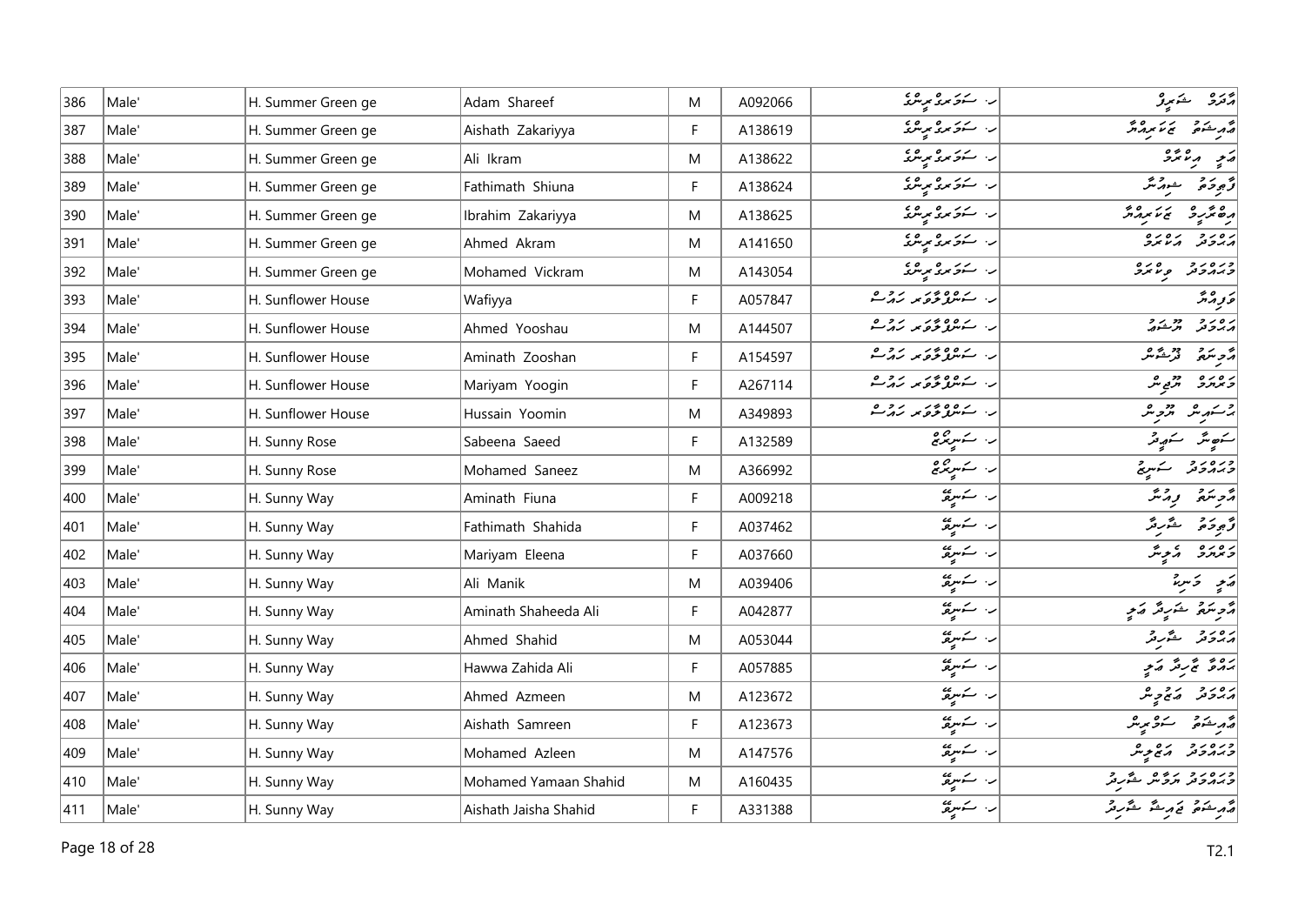| 386 | Male' | H. Summer Green ge | Adam Shareef | M | A092066 | ހ. ސަމަރގްރީންގެ | އާދަމް ޝަރީފް |
|---|---|---|---|---|---|---|---|
| 387 | Male' | H. Summer Green ge | Aishath Zakariyya | F | A138619 | ހ. ސަމަރގްރީންގެ | އައިޝަތު ޒަކަރިއްޔާ |
| 388 | Male' | H. Summer Green ge | Ali Ikram | M | A138622 | ހ. ސަމަރގްރީންގެ | އަލި އިކްރާމް |
| 389 | Male' | H. Summer Green ge | Fathimath Shiuna | F | A138624 | ހ. ސަމަރގްރީންގެ | ފާތިމަތު ޝިއުނާ |
| 390 | Male' | H. Summer Green ge | Ibrahim Zakariyya | M | A138625 | ހ. ސަމަރގްރީންގެ | އިބްރާހިމް ޒަކަރިއްޔާ |
| 391 | Male' | H. Summer Green ge | Ahmed Akram | M | A141650 | ހ. ސަމަރގްރީންގެ | އަޙްމަދު އަކްރަމް |
| 392 | Male' | H. Summer Green ge | Mohamed Vickram | M | A143054 | ހ. ސަމަރގްރީންގެ | މުޙައްމަދު ވިކްރަމް |
| 393 | Male' | H. Sunflower House | Wafiyya | F | A057847 | ހ. ސަންފްލާވަރ ހައުސް | ވަފިއްޔާ |
| 394 | Male' | H. Sunflower House | Ahmed Yooshau | M | A144507 | ހ. ސަންފްލާވަރ ހައުސް | އަޙްމަދު ޔޫޝައު |
| 395 | Male' | H. Sunflower House | Aminath Zooshan | F | A154597 | ހ. ސަންފްލާވަރ ހައުސް | އާމިނަތު ޒޫޝާން |
| 396 | Male' | H. Sunflower House | Mariyam Yoogin | F | A267114 | ހ. ސަންފްލާވަރ ހައުސް | މަރިޔަމް ޔޫގިން |
| 397 | Male' | H. Sunflower House | Hussain Yoomin | M | A349893 | ހ. ސަންފްލާވަރ ހައުސް | ހުސައިން ޔޫމިން |
| 398 | Male' | H. Sunny Rose | Sabeena Saeed | F | A132589 | ހ. ސަނީރޯޒް | ސަބީނާ ސައީދު |
| 399 | Male' | H. Sunny Rose | Mohamed Saneez | M | A366992 | ހ. ސަނީރޯޒް | މުޙައްމަދު ސަނީޒް |
| 400 | Male' | H. Sunny Way | Aminath Fiuna | F | A009218 | ހ. ސަނީވޭ | އާމިނަތު ފިއުނާ |
| 401 | Male' | H. Sunny Way | Fathimath Shahida | F | A037462 | ހ. ސަނީވޭ | ފާތިމަތު ޝާހިދާ |
| 402 | Male' | H. Sunny Way | Mariyam Eleena | F | A037660 | ހ. ސަނީވޭ | މަރިޔަމް އެލީނާ |
| 403 | Male' | H. Sunny Way | Ali Manik | M | A039406 | ހ. ސަނީވޭ | އަލި މަނިކު |
| 404 | Male' | H. Sunny Way | Aminath Shaheeda Ali | F | A042877 | ހ. ސަނީވޭ | އާމިނަތު ޝަހީދާ އަލި |
| 405 | Male' | H. Sunny Way | Ahmed Shahid | M | A053044 | ހ. ސަނީވޭ | އަޙްމަދު ޝާހިދު |
| 406 | Male' | H. Sunny Way | Hawwa Zahida Ali | F | A057885 | ހ. ސަނީވޭ | ހައްވާ ޒާހިދާ އަލި |
| 407 | Male' | H. Sunny Way | Ahmed Azmeen | M | A123672 | ހ. ސަނީވޭ | އަޙްމަދު އަޒްމީން |
| 408 | Male' | H. Sunny Way | Aishath Samreen | F | A123673 | ހ. ސަނީވޭ | އައިޝަތު ސަމްރީން |
| 409 | Male' | H. Sunny Way | Mohamed Azleen | M | A147576 | ހ. ސަނީވޭ | މުޙައްމަދު އަޒްލީން |
| 410 | Male' | H. Sunny Way | Mohamed Yamaan Shahid | M | A160435 | ހ. ސަނީވޭ | މުޙައްމަދު ޔަމާން ޝާހިދު |
| 411 | Male' | H. Sunny Way | Aishath Jaisha Shahid | F | A331388 | ހ. ސަނީވޭ | އައިޝަތު ޖައިޝާ ޝާހިދު |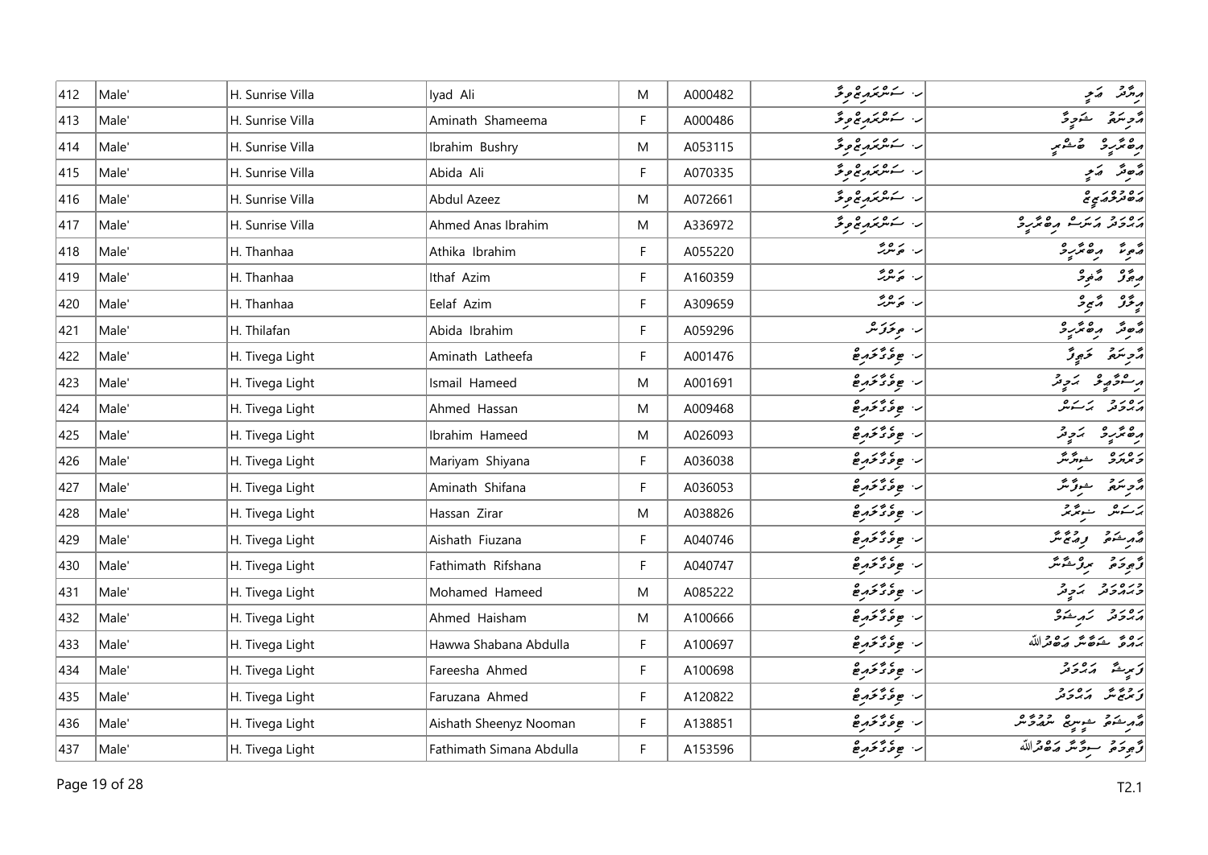| 412 | Male' | H. Sunrise Villa | Iyad Ali | M | A000482 | ހ. ސަންރައިޒްވިލާ | އިޔާދު ޢަލީ |
|---|---|---|---|---|---|---|---|
| 413 | Male' | H. Sunrise Villa | Aminath Shameema | F | A000486 | ހ. ސަންރައިޒްވިލާ | އާމިނަތު ޝަމީމާ |
| 414 | Male' | H. Sunrise Villa | Ibrahim Bushry | M | A053115 | ހ. ސަންރައިޒްވިލާ | އިބްރާހީމް ބުޝްރީ |
| 415 | Male' | H. Sunrise Villa | Abida Ali | F | A070335 | ހ. ސަންރައިޒްވިލާ | އާބިދާ ޢަލީ |
| 416 | Male' | H. Sunrise Villa | Abdul Azeez | M | A072661 | ހ. ސަންރައިޒްވިލާ | އަބްދުލްޢަޒީޒް |
| 417 | Male' | H. Sunrise Villa | Ahmed Anas Ibrahim | M | A336972 | ހ. ސަންރައިޒްވިލާ | އަހްމަދު އަނަސް އިބްރާހީމް |
| 418 | Male' | H. Thanhaa | Athika Ibrahim | F | A055220 | ހ. ތަންހާ | އާތިކާ އިބްރާހީމް |
| 419 | Male' | H. Thanhaa | Ithaf Azim | F | A160359 | ހ. ތަންހާ | އިތާފް އާޒިމް |
| 420 | Male' | H. Thanhaa | Eelaf Azim | F | A309659 | ހ. ތަންހާ | އީލާފް އާޒިމް |
| 421 | Male' | H. Thilafan | Abida Ibrahim | F | A059296 | ހ. ތިލަފަން | އާބިދާ އިބްރާހީމް |
| 422 | Male' | H. Tivega Light | Aminath Latheefa | F | A001476 | ހ. ޓިވެގާލައިޓް | އާމިނަތު ލަތީފާ |
| 423 | Male' | H. Tivega Light | Ismail Hameed | M | A001691 | ހ. ޓިވެގާލައިޓް | އިސްމާއިލް ހަމީދު |
| 424 | Male' | H. Tivega Light | Ahmed Hassan | M | A009468 | ހ. ޓިވެގާލައިޓް | އަހްމަދު ހަސަން |
| 425 | Male' | H. Tivega Light | Ibrahim Hameed | M | A026093 | ހ. ޓިވެގާލައިޓް | އިބްރާހީމް ހަމީދު |
| 426 | Male' | H. Tivega Light | Mariyam Shiyana | F | A036038 | ހ. ޓިވެގާލައިޓް | މަރިޔަމް ޝިޔާނާ |
| 427 | Male' | H. Tivega Light | Aminath Shifana | F | A036053 | ހ. ޓިވެގާލައިޓް | އާމިނަތު ޝިފާނާ |
| 428 | Male' | H. Tivega Light | Hassan Zirar | M | A038826 | ހ. ޓިވެގާލައިޓް | ހަސަން ޒިރާރު |
| 429 | Male' | H. Tivega Light | Aishath Fiuzana | F | A040746 | ހ. ޓިވެގާލައިޓް | އައިޝަތު ފިއުޒާނާ |
| 430 | Male' | H. Tivega Light | Fathimath Rifshana | F | A040747 | ހ. ޓިވެގާލައިޓް | ފާތިމަތު ރިފްޝާނާ |
| 431 | Male' | H. Tivega Light | Mohamed Hameed | M | A085222 | ހ. ޓިވެގާލައިޓް | މުހައްމަދު ހަމީދު |
| 432 | Male' | H. Tivega Light | Ahmed Haisham | M | A100666 | ހ. ޓިވެގާލައިޓް | އަހްމަދު ހައިޝަމް |
| 433 | Male' | H. Tivega Light | Hawwa Shabana Abdulla | F | A100697 | ހ. ޓިވެގާލައިޓް | ހައްވާ ޝަބާނާ އަބްދުﷲ |
| 434 | Male' | H. Tivega Light | Fareesha Ahmed | F | A100698 | ހ. ޓިވެގާލައިޓް | ފަރީޝާ އަހްމަދު |
| 435 | Male' | H. Tivega Light | Faruzana Ahmed | F | A120822 | ހ. ޓިވެގާލައިޓް | ފަރުޒާނާ އަހްމަދު |
| 436 | Male' | H. Tivega Light | Aishath Sheenyz Nooman | F | A138851 | ހ. ޓިވެގާލައިޓް | އައިޝަތު ޝީނީޒް ނުޢުމާން |
| 437 | Male' | H. Tivega Light | Fathimath Simana Abdulla | F | A153596 | ހ. ޓިވެގާލައިޓް | ފާތިމަތު ސިމާނާ އަބްދުﷲ |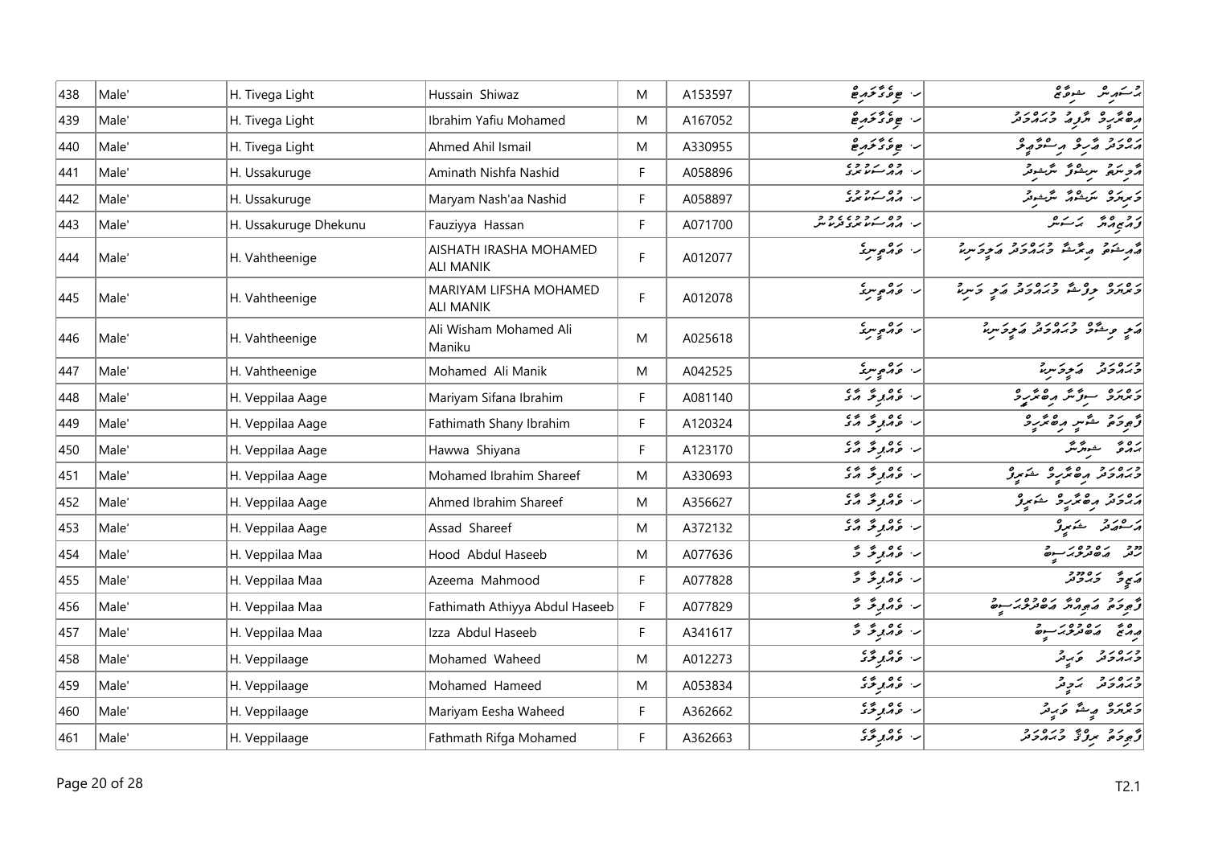| 438 | Male' | H. Tivega Light | Hussain Shiwaz | M | A153597 | ހ. ޓިވެގާލައިޓް | ޙުސައިން ޝިވާޒް |
|---|---|---|---|---|---|---|---|
| 439 | Male' | H. Tivega Light | Ibrahim Yafiu Mohamed | M | A167052 | ހ. ޓިވެގާލައިޓް | އިބްރާހީމް ޔާފިއު މުޙައްމަދު |
| 440 | Male' | H. Tivega Light | Ahmed Ahil Ismail | M | A330955 | ހ. ޓިވެގާލައިޓް | އަޙްމަދު އާހިލް އިސްމާއީލް |
| 441 | Male' | H. Ussakuruge | Aminath Nishfa Nashid | F | A058896 | ހ. އުއްސަކުރުގެ | އާމިނަތު ނިޝްފާ ނާޝިދު |
| 442 | Male' | H. Ussakuruge | Maryam Nash'aa Nashid | F | A058897 | ހ. އުއްސަކުރުގެ | މަރިޔަމް ނަޝްއާ ނާޝިދު |
| 443 | Male' | H. Ussakuruge Dhekunu | Fauziyya Hassan | F | A071700 | ހ. އުއްސަކުރުގެދެކުނު | ފައުޒިއްޔާ ޙަސަން |
| 444 | Male' | H. Vahtheenige | AISHATH IRASHA MOHAMED ALI MANIK | F | A012077 | ހ. ވައްތީނިގެ | އާއިޝަތު އިރާޝާ މުޙައްމަދު އަލިމަނިކު |
| 445 | Male' | H. Vahtheenige | MARIYAM LIFSHA MOHAMED ALI MANIK | F | A012078 | ހ. ވައްތީނިގެ | މަރިޔަމް ލިފްޝާ މުޙައްމަދު އަލި މަނިކު |
| 446 | Male' | H. Vahtheenige | Ali Wisham Mohamed Ali Maniku | M | A025618 | ހ. ވައްތީނިގެ | އަލި ވިޝާމް މުޙައްމަދު އަލިމަނިކު |
| 447 | Male' | H. Vahtheenige | Mohamed Ali Manik | M | A042525 | ހ. ވައްތީނިގެ | މުޙައްމަދު އަލިމަނިކު |
| 448 | Male' | H. Veppilaa Aage | Mariyam Sifana Ibrahim | F | A081140 | ހ. ވެއްޕިލާ އާގެ | މަރިޔަމް ސިފާނާ އިބްރާހީމް |
| 449 | Male' | H. Veppilaa Aage | Fathimath Shany Ibrahim | F | A120324 | ހ. ވެއްޕިލާ އާގެ | ފާތިމަތު ޝާނީ އިބްރާހީމް |
| 450 | Male' | H. Veppilaa Aage | Hawwa Shiyana | F | A123170 | ހ. ވެއްޕިލާ އާގެ | ހައްވާ ޝިޔާނާ |
| 451 | Male' | H. Veppilaa Aage | Mohamed Ibrahim Shareef | M | A330693 | ހ. ވެއްޕިލާ އާގެ | މުޙައްމަދު އިބްރާހީމް ޝަރީފް |
| 452 | Male' | H. Veppilaa Aage | Ahmed Ibrahim Shareef | M | A356627 | ހ. ވެއްޕިލާ އާގެ | އަޙްމަދު އިބްރާހީމް ޝަރީފް |
| 453 | Male' | H. Veppilaa Aage | Assad Shareef | M | A372132 | ހ. ވެއްޕިލާ އާގެ | އަސްޢަދު ޝަރީފް |
| 454 | Male' | H. Veppilaa Maa | Hood Abdul Haseeb | M | A077636 | ހ. ވެއްޕިލާ މާ | ހޫދު އަބްދުލްޙަސީބު |
| 455 | Male' | H. Veppilaa Maa | Azeema Mahmood | F | A077828 | ހ. ވެއްޕިލާ މާ | އަޒީމާ މަޙްމޫދު |
| 456 | Male' | H. Veppilaa Maa | Fathimath Athiyya Abdul Haseeb | F | A077829 | ހ. ވެއްޕިލާ މާ | ފާތިމަތު އަތިއްޔާ އަބްދުލްޙަސީބު |
| 457 | Male' | H. Veppilaa Maa | Izza Abdul Haseeb | F | A341617 | ހ. ވެއްޕިލާ މާ | ޢިއްޒާ އަބްދުލްޙަސީބު |
| 458 | Male' | H. Veppilaage | Mohamed Waheed | M | A012273 | ހ. ވެއްޕިލާގެ | މުޙައްމަދު ވަޙީދު |
| 459 | Male' | H. Veppilaage | Mohamed Hameed | M | A053834 | ހ. ވެއްޕިލާގެ | މުޙައްމަދު ޙަމީދު |
| 460 | Male' | H. Veppilaage | Mariyam Eesha Waheed | F | A362662 | ހ. ވެއްޕިލާގެ | މަރިޔަމް އީޝާ ވަޙީދު |
| 461 | Male' | H. Veppilaage | Fathmath Rifga Mohamed | F | A362663 | ހ. ވެއްޕިލާގެ | ފާތިމަތު ރިފްގާ މުޙައްމަދު |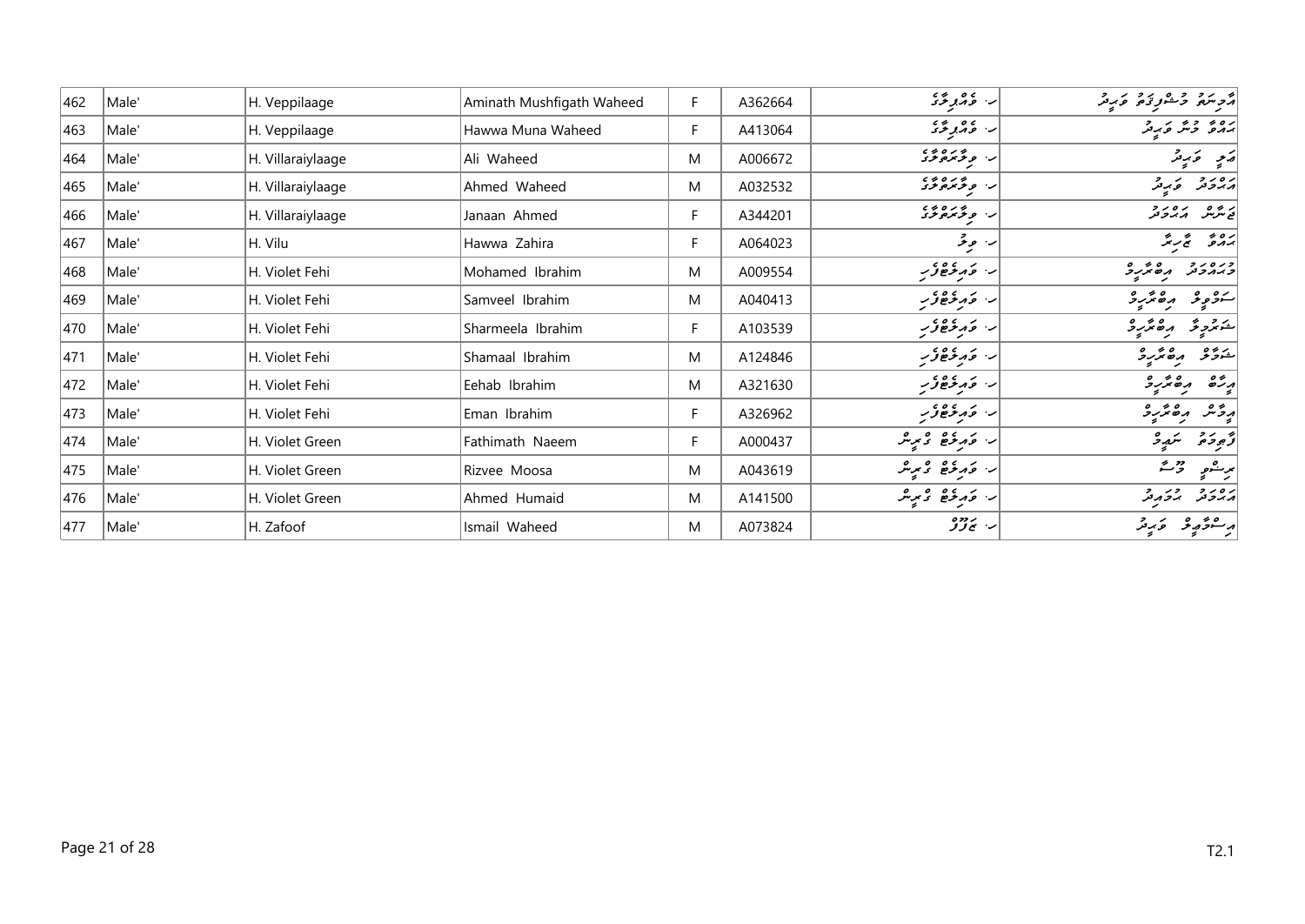| 462 | Male' | H. Veppilaage | Aminath Mushfigath Waheed | F | A362664 | ر. ވެއްޕިލާގެ | އާމިނަތު މުޝްފިޤަތު ވަހީދު |
|---|---|---|---|---|---|---|---|
| 463 | Male' | H. Veppilaage | Hawwa Muna Waheed | F | A413064 | ر. ވެއްޕިލާގެ | ހައްވާ މުނާ ވަހީދު |
| 464 | Male' | H. Villaraiylaage | Ali Waheed | M | A006672 | ر. ވިލަރައިލާގެ | ޢަލި ވަހީދު |
| 465 | Male' | H. Villaraiylaage | Ahmed Waheed | M | A032532 | ر. ވިލަރައިލާގެ | އަޙްމަދު ވަހީދު |
| 466 | Male' | H. Villaraiylaage | Janaan Ahmed | F | A344201 | ر. ވިލަރައިލާގެ | ޖަނާން އަޙްމަދު |
| 467 | Male' | H. Vilu | Hawwa Zahira | F | A064023 | ر. ވިލު | ހައްވާ ޒާހިރާ |
| 468 | Male' | H. Violet Fehi | Mohamed Ibrahim | M | A009554 | ر. ވައިލެޓްފެހި | މުޙައްމަދު އިބްރާހީމް |
| 469 | Male' | H. Violet Fehi | Samveel Ibrahim | M | A040413 | ر. ވައިލެޓްފެހި | ސަމްވީލް އިބްރާހީމް |
| 470 | Male' | H. Violet Fehi | Sharmeela Ibrahim | F | A103539 | ر. ވައިލެޓްފެހި | ޝަރްމީލާ އިބްރާހީމް |
| 471 | Male' | H. Violet Fehi | Shamaal Ibrahim | M | A124846 | ر. ވައިލެޓްފެހި | ޝަމާލް އިބްރާހީމް |
| 472 | Male' | H. Violet Fehi | Eehab Ibrahim | M | A321630 | ر. ވައިލެޓްފެހި | އީހާބް އިބްރާހީމް |
| 473 | Male' | H. Violet Fehi | Eman Ibrahim | F | A326962 | ر. ވައިލެޓްފެހި | އީމާން އިބްރާހީމް |
| 474 | Male' | H. Violet Green | Fathimath Naeem | F | A000437 | ر. ވައިލެޓް ގްރީން | ފާތިމަތު ނައީމް |
| 475 | Male' | H. Violet Green | Rizvee Moosa | M | A043619 | ر. ވައިލެޓް ގްރީން | ރިޟްވީ މޫސާ |
| 476 | Male' | H. Violet Green | Ahmed Humaid | M | A141500 | ر. ވައިލެޓް ގްރީން | އަޙްމަދު ހުމައިދު |
| 477 | Male' | H. Zafoof | Ismail Waheed | M | A073824 | ر. ޒަފޫފް | އިސްމާޢީލް ވަހީދު |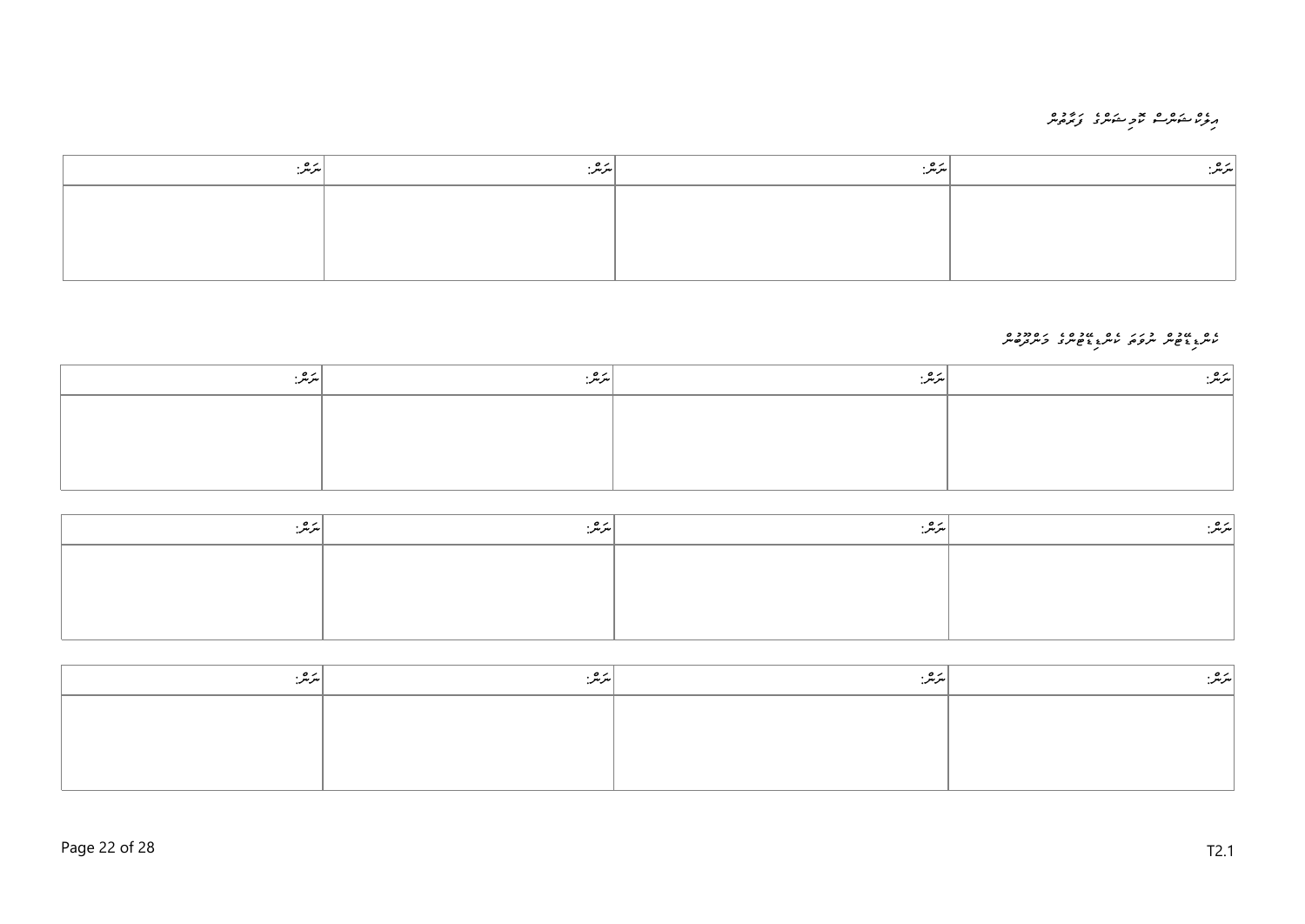# ޢިލްމީ ޝަރުޙަ ކޮމިޝަނުގެ ފަރާތުން

| ނަން: | ނަން: | ނަން: | ނަން: |
|---|---|---|---|
| | | | |

# ކުންފުނީގެ ނުވަތަ ކުންފުނީގެ މަސްއޫލުވެރިން

| ނަން: | ނަން: | ނަން: | ނަން: |
|---|---|---|---|
| | | | |

| ނަން: | ނަން: | ނަން: | ނަން: |
|---|---|---|---|
| | | | |

| ނަން: | ނަން: | ނަން: | ނަން: |
|---|---|---|---|
| | | | |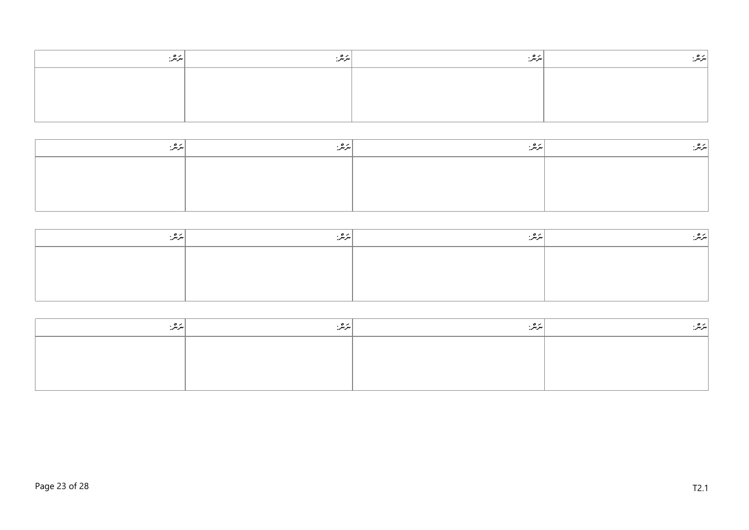| ނަންބަރު: | ނަންބަރު: | ނަންބަރު: | ނަންބަރު: |
|---|---|---|---|
| | | | |

| ނަންބަރު: | ނަންބަރު: | ނަންބަރު: | ނަންބަރު: |
|---|---|---|---|
| | | | |

| ނަންބަރު: | ނަންބަރު: | ނަންބަރު: | ނަންބަރު: |
|---|---|---|---|
| | | | |

| ނަންބަރު: | ނަންބަރު: | ނަންބަރު: | ނަންބަރު: |
|---|---|---|---|
| | | | |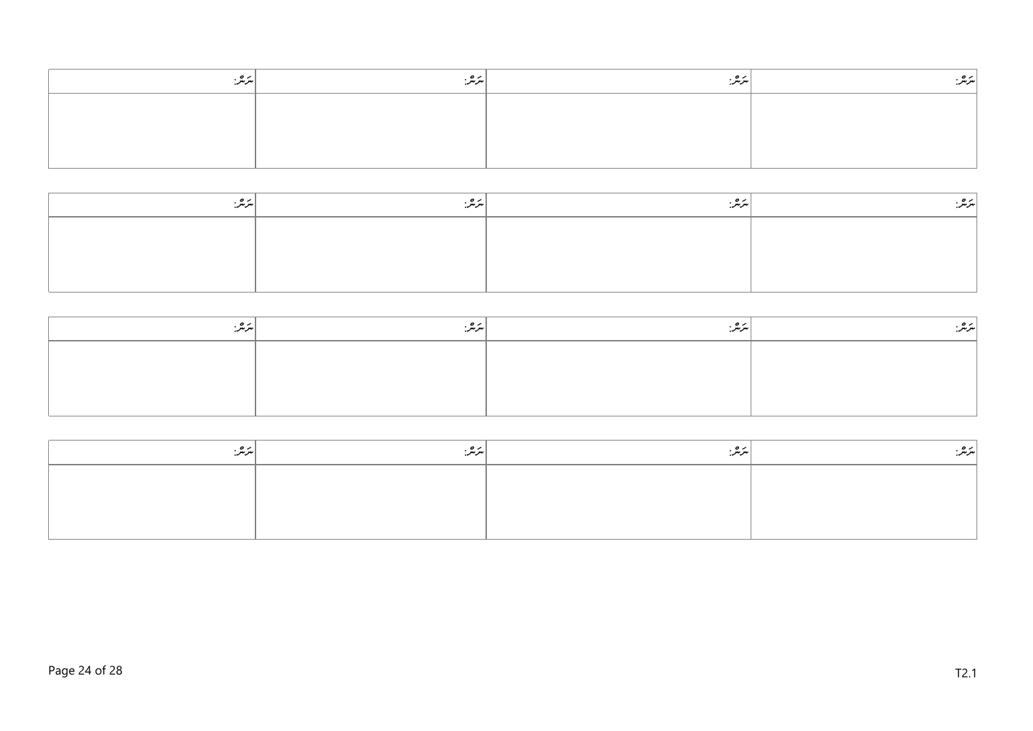| ނަންބަރު: | ނަންބަރު: | ނަންބަރު: | ނަންބަރު: |
|---|---|---|---|
| | | | |

| ނަންބަރު: | ނަންބަރު: | ނަންބަރު: | ނަންބަރު: |
|---|---|---|---|
| | | | |

| ނަންބަރު: | ނަންބަރު: | ނަންބަރު: | ނަންބަރު: |
|---|---|---|---|
| | | | |

| ނަންބަރު: | ނަންބަރު: | ނަންބަރު: | ނަންބަރު: |
|---|---|---|---|
| | | | |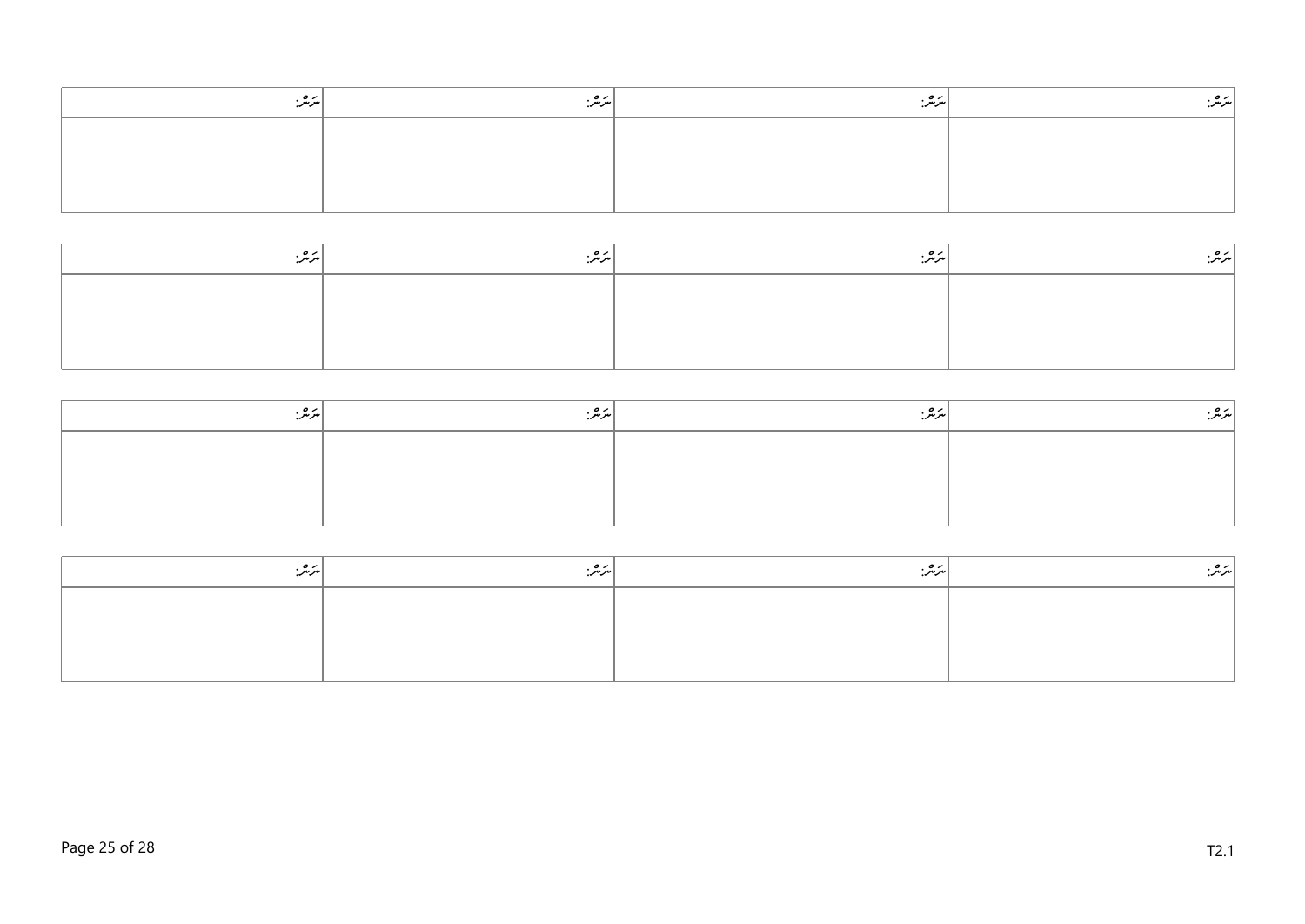| ىَرَسْ: | ىَرَسْ: | ىَرَسْ: | ىَرَسْ: |
| --- | --- | --- | --- |
| | | | |

| ىَرَسْ: | ىَرَسْ: | ىَرَسْ: | ىَرَسْ: |
| --- | --- | --- | --- |
| | | | |

| ىَرَسْ: | ىَرَسْ: | ىَرَسْ: | ىَرَسْ: |
| --- | --- | --- | --- |
| | | | |

| ىَرَسْ: | ىَرَسْ: | ىَرَسْ: | ىَرَسْ: |
| --- | --- | --- | --- |
| | | | |

T2.1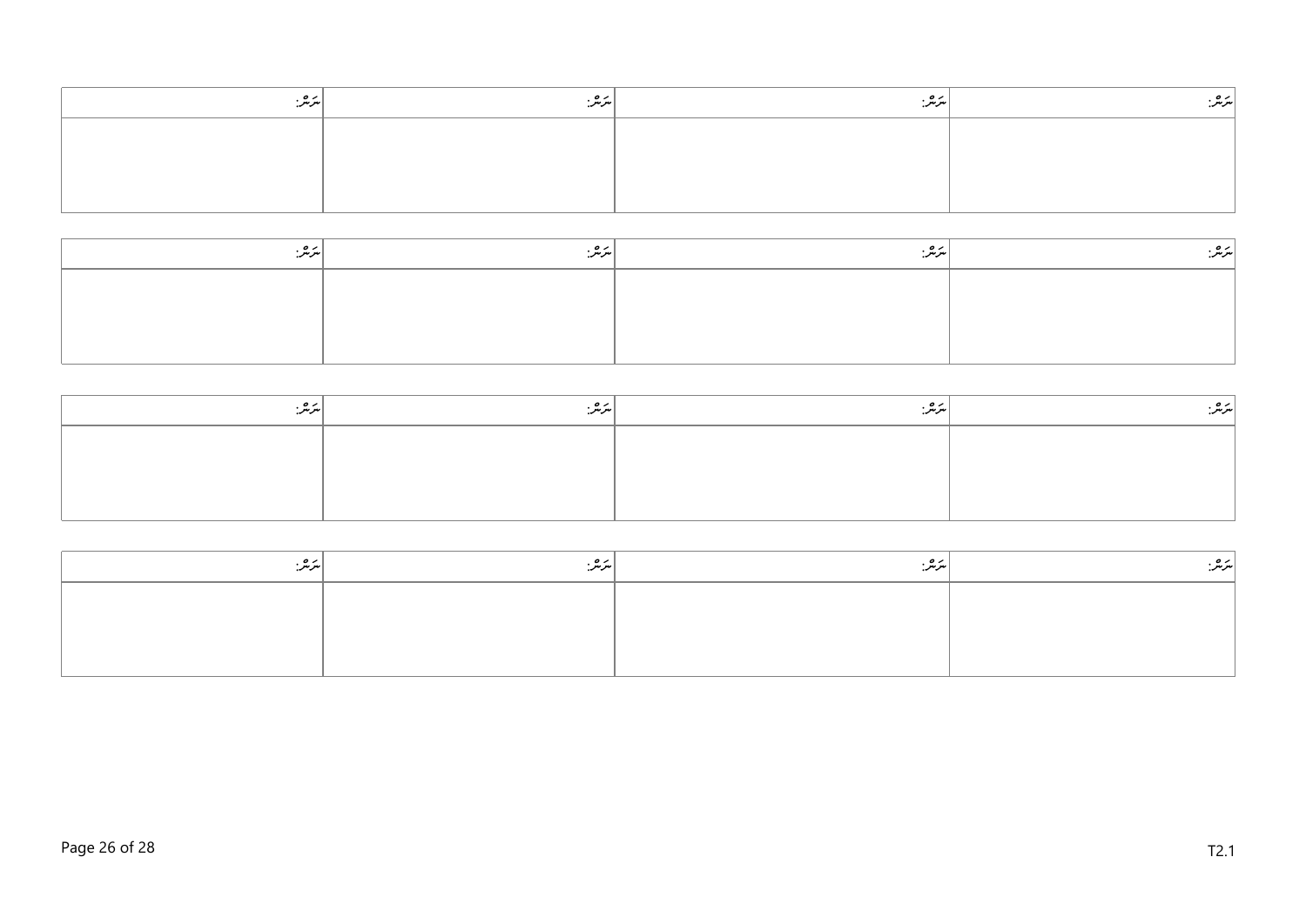| ޝަރުޠު: | ޝަރުޠު: | ޝަރުޠު: | ޝަރުޠު: |
| --- | --- | --- | --- |
| | | | |

| ޝަރުޠު: | ޝަރުޠު: | ޝަރުޠު: | ޝަރުޠު: |
| --- | --- | --- | --- |
| | | | |

| ޝަރުޠު: | ޝަރުޠު: | ޝަރުޠު: | ޝަރުޠު: |
| --- | --- | --- | --- |
| | | | |

| ޝަރުޠު: | ޝަރުޠު: | ޝަރުޠު: | ޝަރުޠު: |
| --- | --- | --- | --- |
| | | | |

T2.1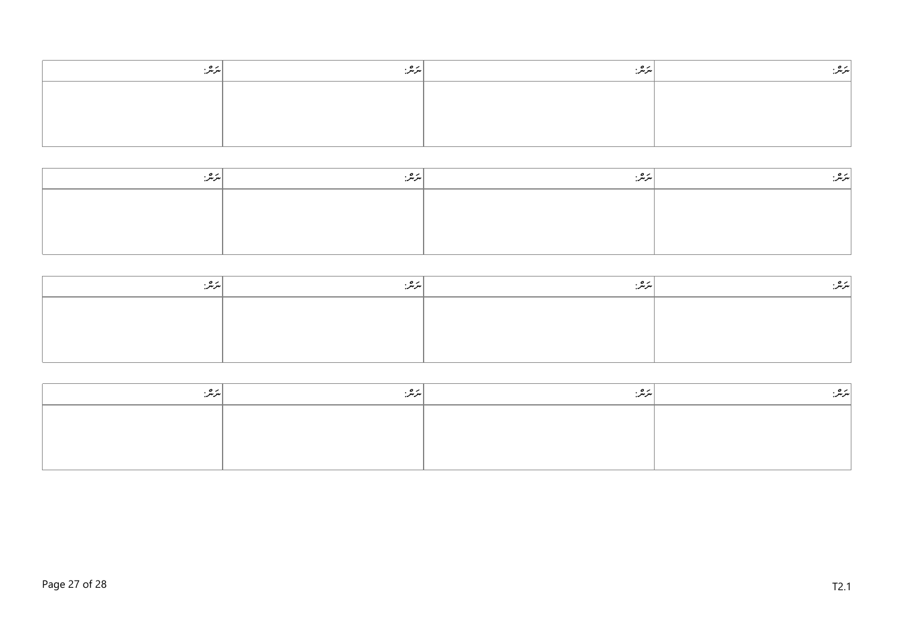| ނަރުނ: | ނަރުނ: | ނަރުނ: | ނަރުނ: |
| --- | --- | --- | --- |
| | | | |

| ނަރުނ: | ނަރުނ: | ނަރުނ: | ނަރުނ: |
| --- | --- | --- | --- |
| | | | |

| ނަރުނ: | ނަރުނ: | ނަރުނ: | ނަރުނ: |
| --- | --- | --- | --- |
| | | | |

| ނަރުނ: | ނަރުނ: | ނަރުނ: | ނަރުނ: |
| --- | --- | --- | --- |
| | | | |

T2.1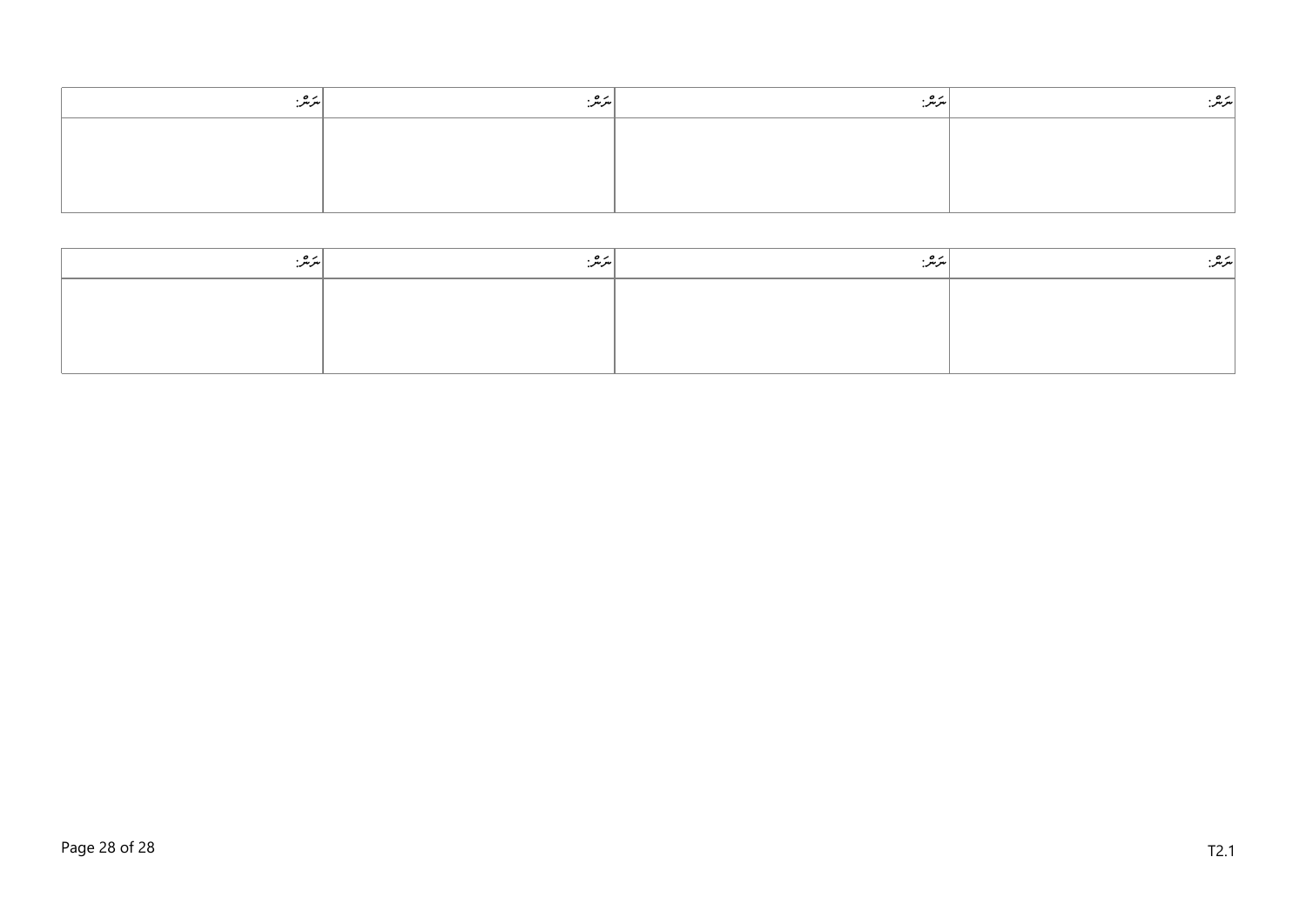| ނަންބަރު: | ނަންބަރު: | ނަންބަރު: | ނަންބަރު: |
| --- | --- | --- | --- |
| | | | |

| ނަންބަރު: | ނަންބަރު: | ނަންބަރު: | ނަންބަރު: |
| --- | --- | --- | --- |
| | | | |